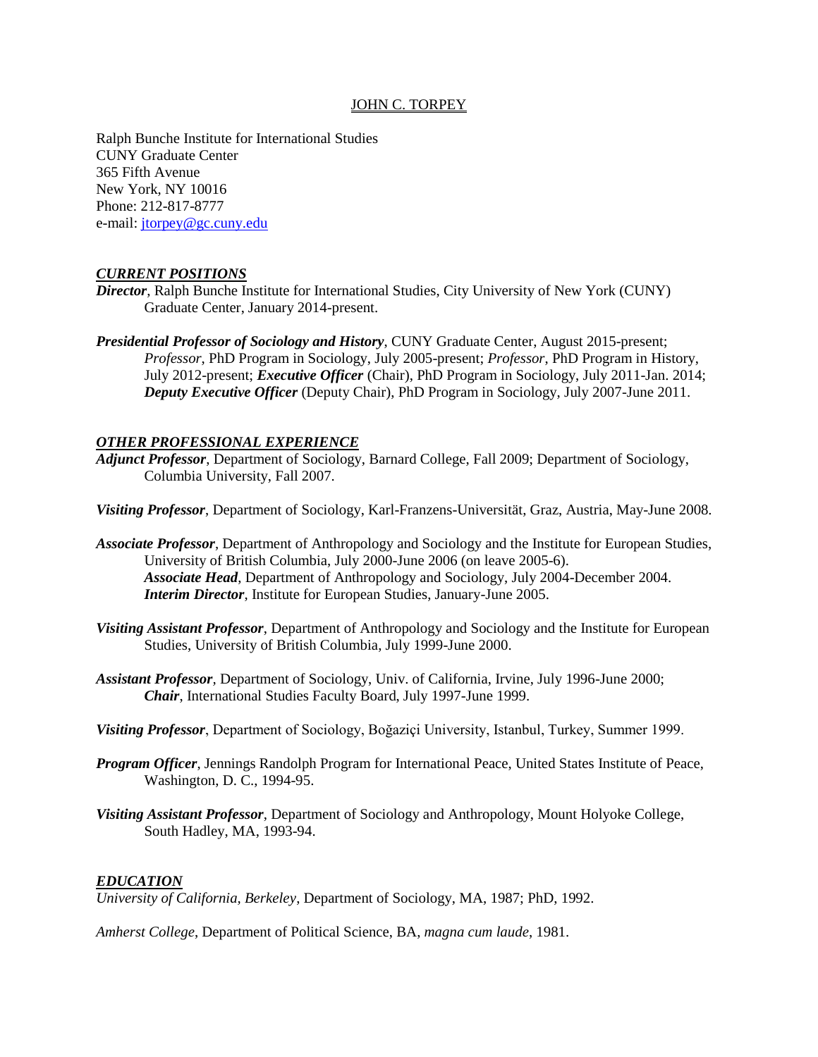# JOHN C. TORPEY

Ralph Bunche Institute for International Studies
CUNY Graduate Center
365 Fifth Avenue
New York, NY 10016
Phone: 212-817-8777
e-mail: jtorpey@gc.cuny.edu

## *CURRENT POSITIONS*

***Director***, Ralph Bunche Institute for International Studies, City University of New York (CUNY) Graduate Center, January 2014-present.

***Presidential Professor of Sociology and History***, CUNY Graduate Center, August 2015-present; *Professor*, PhD Program in Sociology, July 2005-present; *Professor*, PhD Program in History, July 2012-present; ***Executive Officer*** (Chair), PhD Program in Sociology, July 2011-Jan. 2014; ***Deputy Executive Officer*** (Deputy Chair), PhD Program in Sociology, July 2007-June 2011.

## *OTHER PROFESSIONAL EXPERIENCE*

***Adjunct Professor***, Department of Sociology, Barnard College, Fall 2009; Department of Sociology, Columbia University, Fall 2007.

***Visiting Professor***, Department of Sociology, Karl-Franzens-Universität, Graz, Austria, May-June 2008.

***Associate Professor***, Department of Anthropology and Sociology and the Institute for European Studies, University of British Columbia, July 2000-June 2006 (on leave 2005-6).
***Associate Head***, Department of Anthropology and Sociology, July 2004-December 2004.
***Interim Director***, Institute for European Studies, January-June 2005.

***Visiting Assistant Professor***, Department of Anthropology and Sociology and the Institute for European Studies, University of British Columbia, July 1999-June 2000.

***Assistant Professor***, Department of Sociology, Univ. of California, Irvine, July 1996-June 2000;
***Chair***, International Studies Faculty Board, July 1997-June 1999.

***Visiting Professor***, Department of Sociology, Boğaziçi University, Istanbul, Turkey, Summer 1999.

***Program Officer***, Jennings Randolph Program for International Peace, United States Institute of Peace, Washington, D. C., 1994-95.

***Visiting Assistant Professor***, Department of Sociology and Anthropology, Mount Holyoke College, South Hadley, MA, 1993-94.

## *EDUCATION*

*University of California, Berkeley*, Department of Sociology, MA, 1987; PhD, 1992.

*Amherst College*, Department of Political Science, BA, *magna cum laude*, 1981.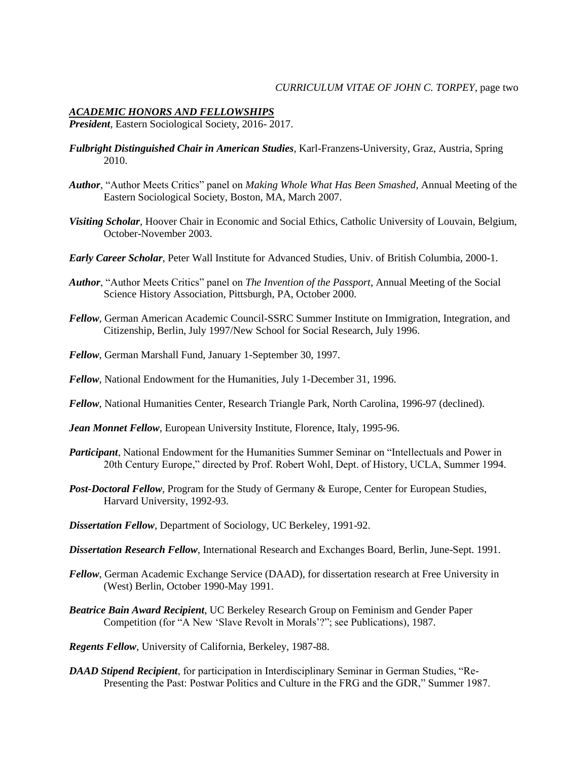## ***ACADEMIC HONORS AND FELLOWSHIPS***

***President***, Eastern Sociological Society, 2016- 2017.

***Fulbright Distinguished Chair in American Studies***, Karl-Franzens-University, Graz, Austria, Spring 2010.

***Author***, "Author Meets Critics" panel on *Making Whole What Has Been Smashed*, Annual Meeting of the Eastern Sociological Society, Boston, MA, March 2007.

***Visiting Scholar***, Hoover Chair in Economic and Social Ethics, Catholic University of Louvain, Belgium, October-November 2003.

***Early Career Scholar***, Peter Wall Institute for Advanced Studies, Univ. of British Columbia, 2000-1.

***Author***, "Author Meets Critics" panel on *The Invention of the Passport*, Annual Meeting of the Social Science History Association, Pittsburgh, PA, October 2000.

***Fellow***, German American Academic Council-SSRC Summer Institute on Immigration, Integration, and Citizenship, Berlin, July 1997/New School for Social Research, July 1996.

***Fellow***, German Marshall Fund, January 1-September 30, 1997.

***Fellow***, National Endowment for the Humanities, July 1-December 31, 1996.

***Fellow***, National Humanities Center, Research Triangle Park, North Carolina, 1996-97 (declined).

***Jean Monnet Fellow***, European University Institute, Florence, Italy, 1995-96.

***Participant***, National Endowment for the Humanities Summer Seminar on "Intellectuals and Power in 20th Century Europe," directed by Prof. Robert Wohl, Dept. of History, UCLA, Summer 1994.

***Post-Doctoral Fellow***, Program for the Study of Germany & Europe, Center for European Studies, Harvard University, 1992-93.

***Dissertation Fellow***, Department of Sociology, UC Berkeley, 1991-92.

***Dissertation Research Fellow***, International Research and Exchanges Board, Berlin, June-Sept. 1991.

***Fellow***, German Academic Exchange Service (DAAD), for dissertation research at Free University in (West) Berlin, October 1990-May 1991.

***Beatrice Bain Award Recipient***, UC Berkeley Research Group on Feminism and Gender Paper Competition (for "A New 'Slave Revolt in Morals'?"; see Publications), 1987.

***Regents Fellow***, University of California, Berkeley, 1987-88.

***DAAD Stipend Recipient***, for participation in Interdisciplinary Seminar in German Studies, "Re-Presenting the Past: Postwar Politics and Culture in the FRG and the GDR," Summer 1987.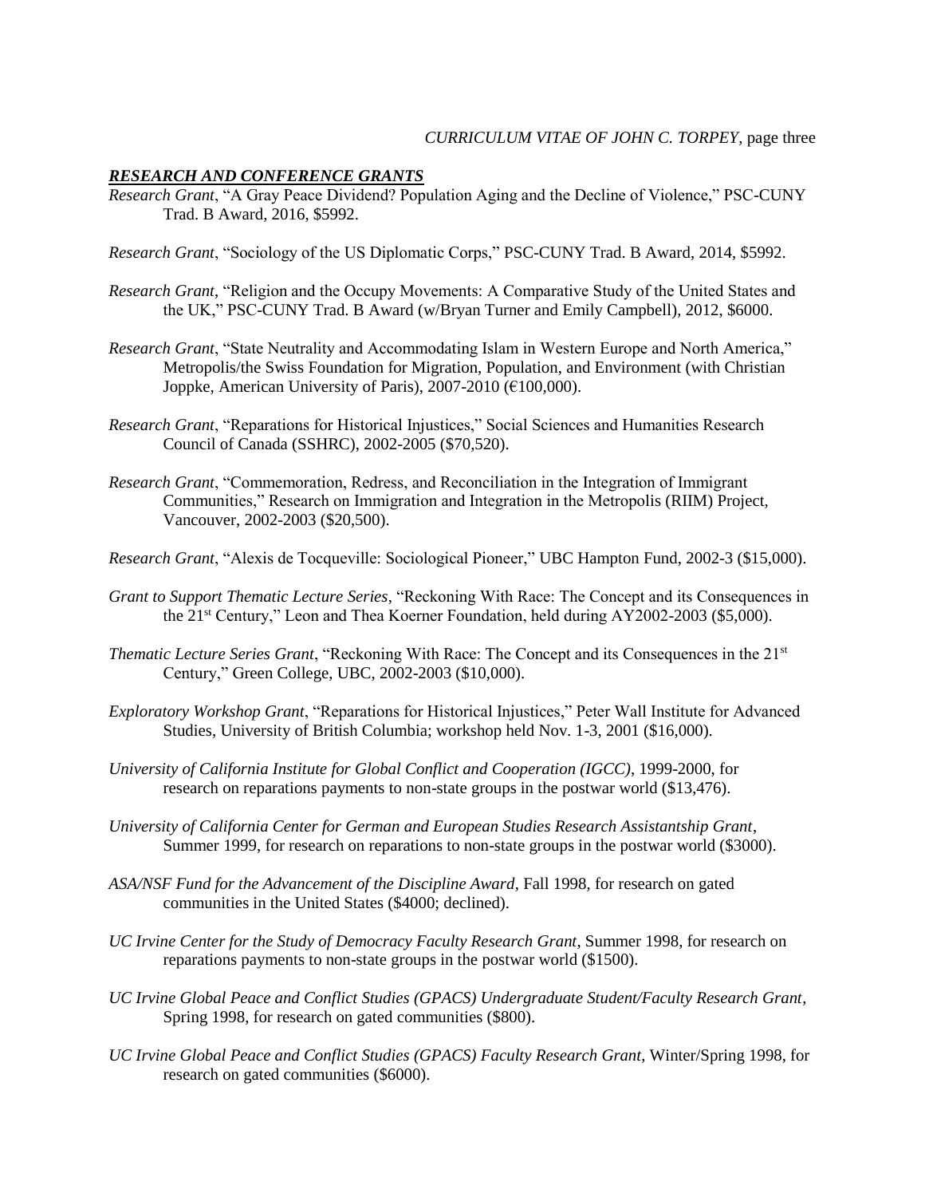## ***RESEARCH AND CONFERENCE GRANTS***

*Research Grant*, "A Gray Peace Dividend? Population Aging and the Decline of Violence," PSC-CUNY Trad. B Award, 2016, $5992.

*Research Grant*, "Sociology of the US Diplomatic Corps," PSC-CUNY Trad. B Award, 2014, $5992.

*Research Grant*, "Religion and the Occupy Movements: A Comparative Study of the United States and the UK," PSC-CUNY Trad. B Award (w/Bryan Turner and Emily Campbell), 2012, $6000.

*Research Grant*, "State Neutrality and Accommodating Islam in Western Europe and North America," Metropolis/the Swiss Foundation for Migration, Population, and Environment (with Christian Joppke, American University of Paris), 2007-2010 (€100,000).

*Research Grant*, "Reparations for Historical Injustices," Social Sciences and Humanities Research Council of Canada (SSHRC), 2002-2005 ($70,520).

*Research Grant*, "Commemoration, Redress, and Reconciliation in the Integration of Immigrant Communities," Research on Immigration and Integration in the Metropolis (RIIM) Project, Vancouver, 2002-2003 ($20,500).

*Research Grant*, "Alexis de Tocqueville: Sociological Pioneer," UBC Hampton Fund, 2002-3 ($15,000).

*Grant to Support Thematic Lecture Series*, "Reckoning With Race: The Concept and its Consequences in the 21st Century," Leon and Thea Koerner Foundation, held during AY2002-2003 ($5,000).

*Thematic Lecture Series Grant*, "Reckoning With Race: The Concept and its Consequences in the 21st Century," Green College, UBC, 2002-2003 ($10,000).

*Exploratory Workshop Grant*, "Reparations for Historical Injustices," Peter Wall Institute for Advanced Studies, University of British Columbia; workshop held Nov. 1-3, 2001 ($16,000).

*University of California Institute for Global Conflict and Cooperation (IGCC)*, 1999-2000, for research on reparations payments to non-state groups in the postwar world ($13,476).

*University of California Center for German and European Studies Research Assistantship Grant*, Summer 1999, for research on reparations to non-state groups in the postwar world ($3000).

*ASA/NSF Fund for the Advancement of the Discipline Award*, Fall 1998, for research on gated communities in the United States ($4000; declined).

*UC Irvine Center for the Study of Democracy Faculty Research Grant*, Summer 1998, for research on reparations payments to non-state groups in the postwar world ($1500).

*UC Irvine Global Peace and Conflict Studies (GPACS) Undergraduate Student/Faculty Research Grant*, Spring 1998, for research on gated communities ($800).

*UC Irvine Global Peace and Conflict Studies (GPACS) Faculty Research Grant*, Winter/Spring 1998, for research on gated communities ($6000).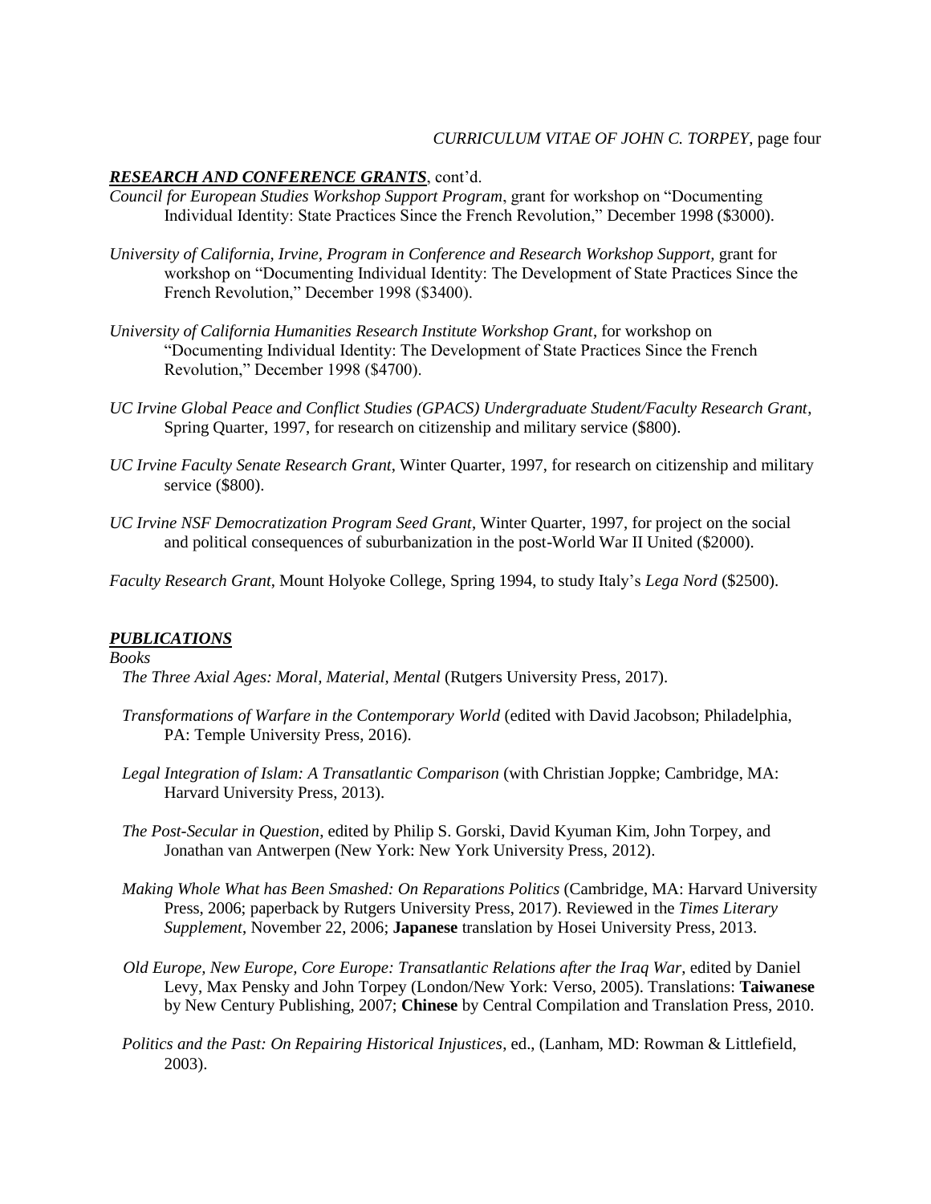## ***RESEARCH AND CONFERENCE GRANTS***, cont'd.

*Council for European Studies Workshop Support Program*, grant for workshop on "Documenting Individual Identity: State Practices Since the French Revolution," December 1998 ($3000).

*University of California, Irvine, Program in Conference and Research Workshop Support*, grant for workshop on "Documenting Individual Identity: The Development of State Practices Since the French Revolution," December 1998 ($3400).

*University of California Humanities Research Institute Workshop Grant*, for workshop on "Documenting Individual Identity: The Development of State Practices Since the French Revolution," December 1998 ($4700).

*UC Irvine Global Peace and Conflict Studies (GPACS) Undergraduate Student/Faculty Research Grant*, Spring Quarter, 1997, for research on citizenship and military service ($800).

*UC Irvine Faculty Senate Research Grant*, Winter Quarter, 1997, for research on citizenship and military service ($800).

*UC Irvine NSF Democratization Program Seed Grant*, Winter Quarter, 1997, for project on the social and political consequences of suburbanization in the post-World War II United ($2000).

*Faculty Research Grant*, Mount Holyoke College, Spring 1994, to study Italy's *Lega Nord* ($2500).

## ***PUBLICATIONS***

*Books*

*The Three Axial Ages: Moral, Material, Mental* (Rutgers University Press, 2017).

*Transformations of Warfare in the Contemporary World* (edited with David Jacobson; Philadelphia, PA: Temple University Press, 2016).

*Legal Integration of Islam: A Transatlantic Comparison* (with Christian Joppke; Cambridge, MA: Harvard University Press, 2013).

*The Post-Secular in Question*, edited by Philip S. Gorski, David Kyuman Kim, John Torpey, and Jonathan van Antwerpen (New York: New York University Press, 2012).

*Making Whole What has Been Smashed: On Reparations Politics* (Cambridge, MA: Harvard University Press, 2006; paperback by Rutgers University Press, 2017). Reviewed in the *Times Literary Supplement*, November 22, 2006; **Japanese** translation by Hosei University Press, 2013.

*Old Europe, New Europe, Core Europe: Transatlantic Relations after the Iraq War*, edited by Daniel Levy, Max Pensky and John Torpey (London/New York: Verso, 2005). Translations: **Taiwanese** by New Century Publishing, 2007; **Chinese** by Central Compilation and Translation Press, 2010.

*Politics and the Past: On Repairing Historical Injustices*, ed., (Lanham, MD: Rowman & Littlefield, 2003).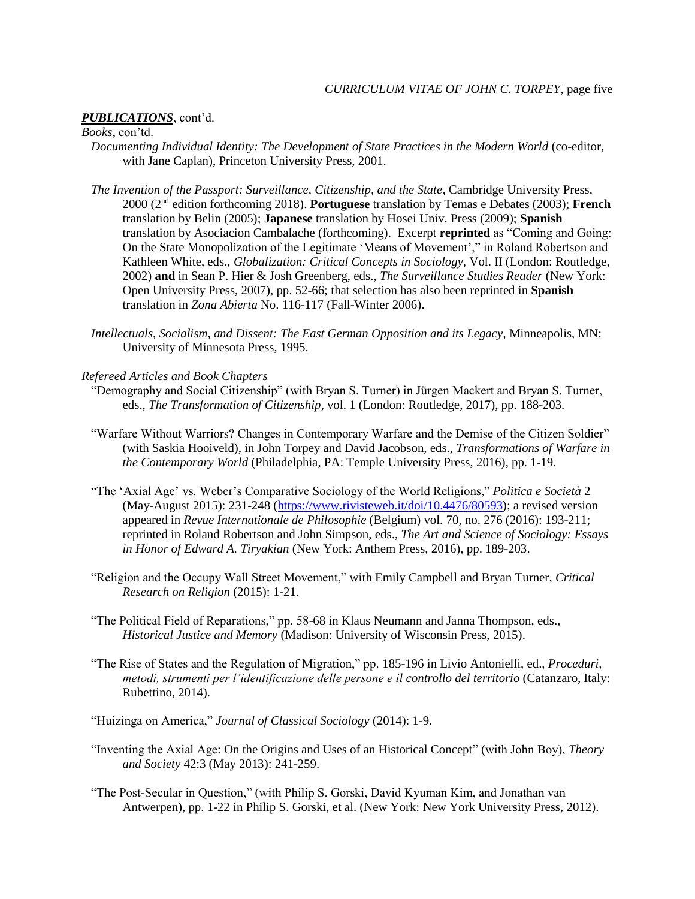***PUBLICATIONS***, cont'd.

*Books*, con'td.

*Documenting Individual Identity: The Development of State Practices in the Modern World* (co-editor, with Jane Caplan), Princeton University Press, 2001.

*The Invention of the Passport: Surveillance, Citizenship, and the State*, Cambridge University Press, 2000 (2nd edition forthcoming 2018). **Portuguese** translation by Temas e Debates (2003); **French** translation by Belin (2005); **Japanese** translation by Hosei Univ. Press (2009); **Spanish** translation by Asociacion Cambalache (forthcoming). Excerpt **reprinted** as "Coming and Going: On the State Monopolization of the Legitimate 'Means of Movement'," in Roland Robertson and Kathleen White, eds., *Globalization: Critical Concepts in Sociology*, Vol. II (London: Routledge, 2002) **and** in Sean P. Hier & Josh Greenberg, eds., *The Surveillance Studies Reader* (New York: Open University Press, 2007), pp. 52-66; that selection has also been reprinted in **Spanish** translation in *Zona Abierta* No. 116-117 (Fall-Winter 2006).

*Intellectuals, Socialism, and Dissent: The East German Opposition and its Legacy*, Minneapolis, MN: University of Minnesota Press, 1995.

*Refereed Articles and Book Chapters*

"Demography and Social Citizenship" (with Bryan S. Turner) in Jürgen Mackert and Bryan S. Turner, eds., *The Transformation of Citizenship*, vol. 1 (London: Routledge, 2017), pp. 188-203.

"Warfare Without Warriors? Changes in Contemporary Warfare and the Demise of the Citizen Soldier" (with Saskia Hooiveld), in John Torpey and David Jacobson, eds., *Transformations of Warfare in the Contemporary World* (Philadelphia, PA: Temple University Press, 2016), pp. 1-19.

"The 'Axial Age' vs. Weber's Comparative Sociology of the World Religions," *Politica e Società* 2 (May-August 2015): 231-248 (https://www.rivisteweb.it/doi/10.4476/80593); a revised version appeared in *Revue Internationale de Philosophie* (Belgium) vol. 70, no. 276 (2016): 193-211; reprinted in Roland Robertson and John Simpson, eds., *The Art and Science of Sociology: Essays in Honor of Edward A. Tiryakian* (New York: Anthem Press, 2016), pp. 189-203.

"Religion and the Occupy Wall Street Movement," with Emily Campbell and Bryan Turner, *Critical Research on Religion* (2015): 1-21.

"The Political Field of Reparations," pp. 58-68 in Klaus Neumann and Janna Thompson, eds., *Historical Justice and Memory* (Madison: University of Wisconsin Press, 2015).

"The Rise of States and the Regulation of Migration," pp. 185-196 in Livio Antonielli, ed., *Proceduri, metodi, strumenti per l'identificazione delle persone e il controllo del territorio* (Catanzaro, Italy: Rubettino, 2014).

"Huizinga on America," *Journal of Classical Sociology* (2014): 1-9.

"Inventing the Axial Age: On the Origins and Uses of an Historical Concept" (with John Boy), *Theory and Society* 42:3 (May 2013): 241-259.

"The Post-Secular in Question," (with Philip S. Gorski, David Kyuman Kim, and Jonathan van Antwerpen), pp. 1-22 in Philip S. Gorski, et al. (New York: New York University Press, 2012).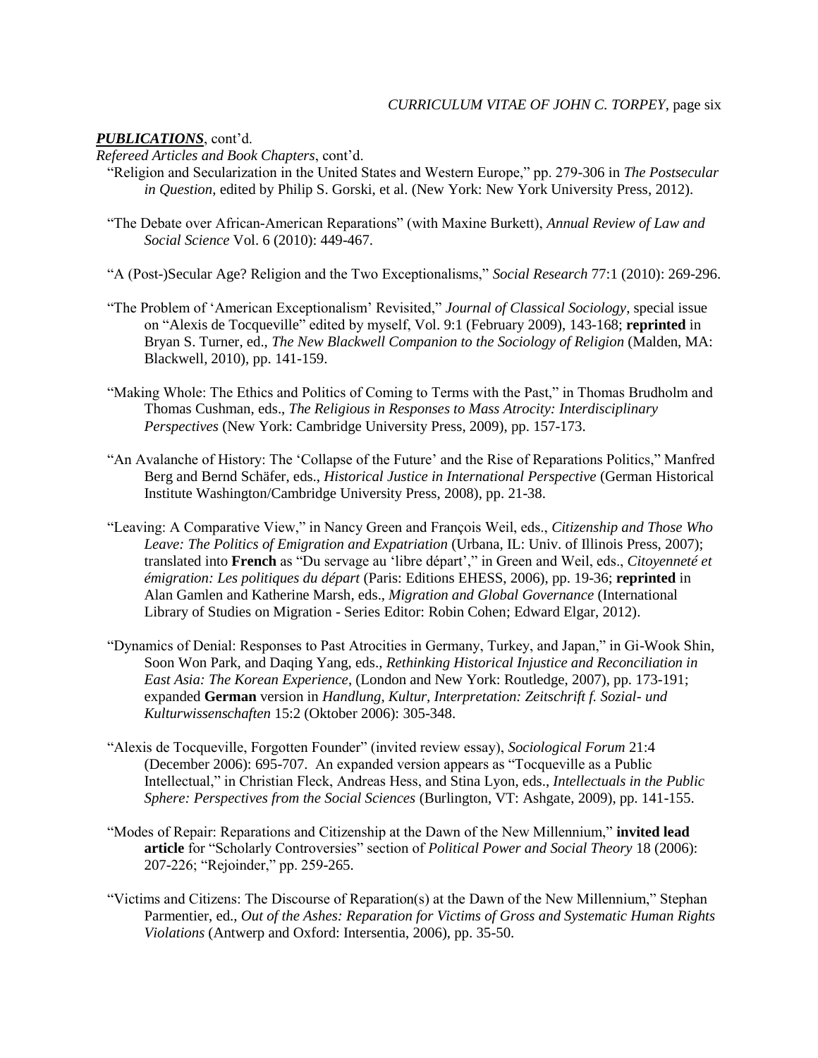***PUBLICATIONS***, cont'd.

*Refereed Articles and Book Chapters*, cont'd.

"Religion and Secularization in the United States and Western Europe," pp. 279-306 in *The Postsecular in Question*, edited by Philip S. Gorski, et al. (New York: New York University Press, 2012).

"The Debate over African-American Reparations" (with Maxine Burkett), *Annual Review of Law and Social Science* Vol. 6 (2010): 449-467.

"A (Post-)Secular Age? Religion and the Two Exceptionalisms," *Social Research* 77:1 (2010): 269-296.

"The Problem of 'American Exceptionalism' Revisited," *Journal of Classical Sociology*, special issue on "Alexis de Tocqueville" edited by myself, Vol. 9:1 (February 2009), 143-168; **reprinted** in Bryan S. Turner, ed., *The New Blackwell Companion to the Sociology of Religion* (Malden, MA: Blackwell, 2010), pp. 141-159.

"Making Whole: The Ethics and Politics of Coming to Terms with the Past," in Thomas Brudholm and Thomas Cushman, eds., *The Religious in Responses to Mass Atrocity: Interdisciplinary Perspectives* (New York: Cambridge University Press, 2009), pp. 157-173.

"An Avalanche of History: The 'Collapse of the Future' and the Rise of Reparations Politics," Manfred Berg and Bernd Schäfer, eds., *Historical Justice in International Perspective* (German Historical Institute Washington/Cambridge University Press, 2008), pp. 21-38.

"Leaving: A Comparative View," in Nancy Green and François Weil, eds., *Citizenship and Those Who Leave: The Politics of Emigration and Expatriation* (Urbana, IL: Univ. of Illinois Press, 2007); translated into **French** as "Du servage au 'libre départ'," in Green and Weil, eds., *Citoyenneté et émigration: Les politiques du départ* (Paris: Editions EHESS, 2006), pp. 19-36; **reprinted** in Alan Gamlen and Katherine Marsh, eds., *Migration and Global Governance* (International Library of Studies on Migration - Series Editor: Robin Cohen; Edward Elgar, 2012).

"Dynamics of Denial: Responses to Past Atrocities in Germany, Turkey, and Japan," in Gi-Wook Shin, Soon Won Park, and Daqing Yang, eds., *Rethinking Historical Injustice and Reconciliation in East Asia: The Korean Experience*, (London and New York: Routledge, 2007), pp. 173-191; expanded **German** version in *Handlung, Kultur, Interpretation: Zeitschrift f. Sozial- und Kulturwissenschaften* 15:2 (Oktober 2006): 305-348.

"Alexis de Tocqueville, Forgotten Founder" (invited review essay), *Sociological Forum* 21:4 (December 2006): 695-707. An expanded version appears as "Tocqueville as a Public Intellectual," in Christian Fleck, Andreas Hess, and Stina Lyon, eds., *Intellectuals in the Public Sphere: Perspectives from the Social Sciences* (Burlington, VT: Ashgate, 2009), pp. 141-155.

"Modes of Repair: Reparations and Citizenship at the Dawn of the New Millennium," **invited lead article** for "Scholarly Controversies" section of *Political Power and Social Theory* 18 (2006): 207-226; "Rejoinder," pp. 259-265.

"Victims and Citizens: The Discourse of Reparation(s) at the Dawn of the New Millennium," Stephan Parmentier, ed., *Out of the Ashes: Reparation for Victims of Gross and Systematic Human Rights Violations* (Antwerp and Oxford: Intersentia, 2006), pp. 35-50.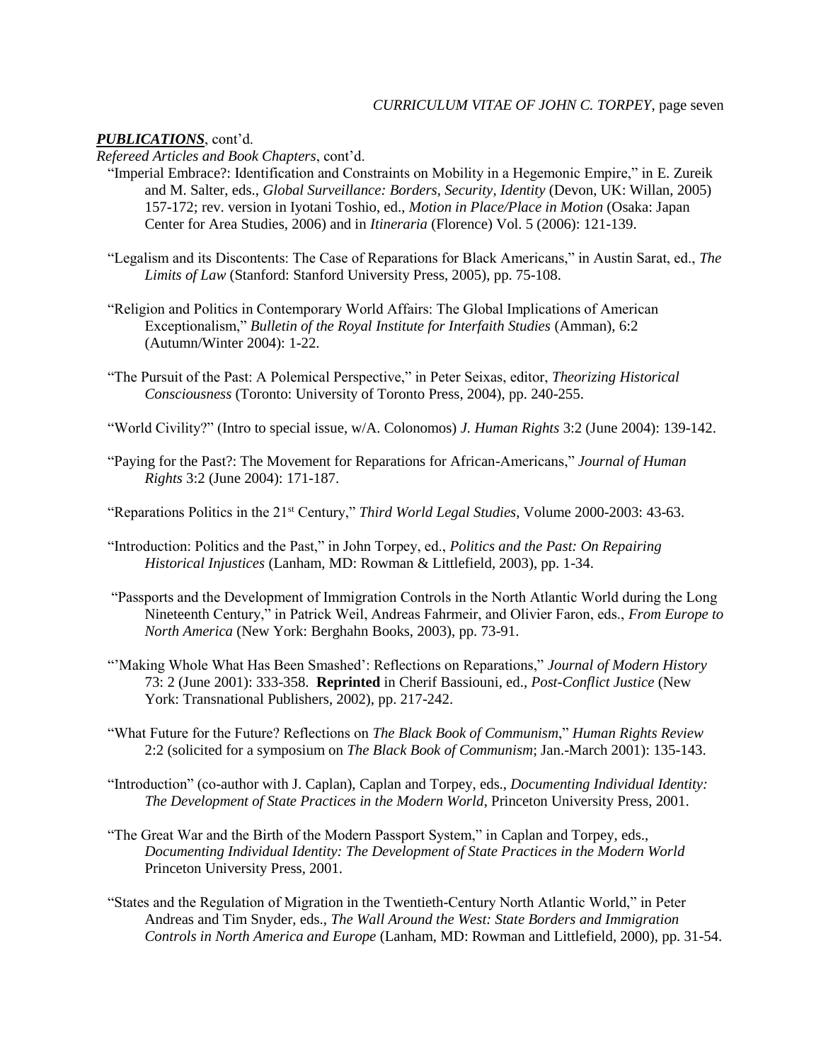***PUBLICATIONS***, cont'd.

*Refereed Articles and Book Chapters*, cont'd.

"Imperial Embrace?: Identification and Constraints on Mobility in a Hegemonic Empire," in E. Zureik and M. Salter, eds., *Global Surveillance: Borders, Security, Identity* (Devon, UK: Willan, 2005) 157-172; rev. version in Iyotani Toshio, ed., *Motion in Place/Place in Motion* (Osaka: Japan Center for Area Studies, 2006) and in *Itineraria* (Florence) Vol. 5 (2006): 121-139.

"Legalism and its Discontents: The Case of Reparations for Black Americans," in Austin Sarat, ed., *The Limits of Law* (Stanford: Stanford University Press, 2005), pp. 75-108.

"Religion and Politics in Contemporary World Affairs: The Global Implications of American Exceptionalism," *Bulletin of the Royal Institute for Interfaith Studies* (Amman), 6:2 (Autumn/Winter 2004): 1-22.

"The Pursuit of the Past: A Polemical Perspective," in Peter Seixas, editor, *Theorizing Historical Consciousness* (Toronto: University of Toronto Press, 2004), pp. 240-255.

"World Civility?" (Intro to special issue, w/A. Colonomos) *J. Human Rights* 3:2 (June 2004): 139-142.

"Paying for the Past?: The Movement for Reparations for African-Americans," *Journal of Human Rights* 3:2 (June 2004): 171-187.

"Reparations Politics in the 21st Century," *Third World Legal Studies*, Volume 2000-2003: 43-63.

"Introduction: Politics and the Past," in John Torpey, ed., *Politics and the Past: On Repairing Historical Injustices* (Lanham, MD: Rowman & Littlefield, 2003), pp. 1-34.

"Passports and the Development of Immigration Controls in the North Atlantic World during the Long Nineteenth Century," in Patrick Weil, Andreas Fahrmeir, and Olivier Faron, eds., *From Europe to North America* (New York: Berghahn Books, 2003), pp. 73-91.

"'Making Whole What Has Been Smashed': Reflections on Reparations," *Journal of Modern History* 73: 2 (June 2001): 333-358. **Reprinted** in Cherif Bassiouni, ed., *Post-Conflict Justice* (New York: Transnational Publishers, 2002), pp. 217-242.

"What Future for the Future? Reflections on *The Black Book of Communism*," *Human Rights Review* 2:2 (solicited for a symposium on *The Black Book of Communism*; Jan.-March 2001): 135-143.

"Introduction" (co-author with J. Caplan), Caplan and Torpey, eds., *Documenting Individual Identity: The Development of State Practices in the Modern World*, Princeton University Press, 2001.

"The Great War and the Birth of the Modern Passport System," in Caplan and Torpey, eds., *Documenting Individual Identity: The Development of State Practices in the Modern World* Princeton University Press, 2001.

"States and the Regulation of Migration in the Twentieth-Century North Atlantic World," in Peter Andreas and Tim Snyder, eds., *The Wall Around the West: State Borders and Immigration Controls in North America and Europe* (Lanham, MD: Rowman and Littlefield, 2000), pp. 31-54.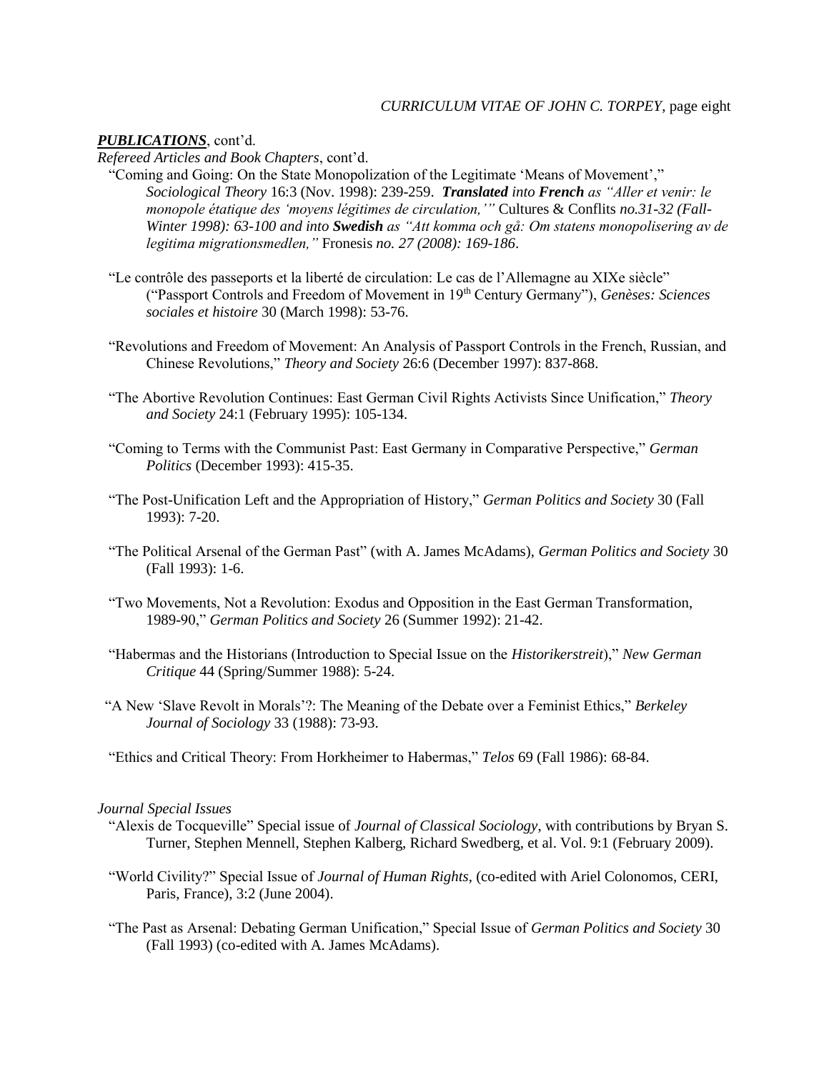***PUBLICATIONS***, cont'd.

*Refereed Articles and Book Chapters*, cont'd.

"Coming and Going: On the State Monopolization of the Legitimate 'Means of Movement'," *Sociological Theory* 16:3 (Nov. 1998): 239-259. ***Translated** into **French** as "Aller et venir: le monopole étatique des 'moyens légitimes de circulation,'"* Cultures & Conflits *no.31-32 (Fall-Winter 1998): 63-100 and into **Swedish** as "Att komma och gå: Om statens monopolisering av de legitima migrationsmedlen,"* Fronesis *no. 27 (2008): 169-186*.

"Le contrôle des passeports et la liberté de circulation: Le cas de l'Allemagne au XIXe siècle" ("Passport Controls and Freedom of Movement in 19th Century Germany"), *Genèses: Sciences sociales et histoire* 30 (March 1998): 53-76.

"Revolutions and Freedom of Movement: An Analysis of Passport Controls in the French, Russian, and Chinese Revolutions," *Theory and Society* 26:6 (December 1997): 837-868.

"The Abortive Revolution Continues: East German Civil Rights Activists Since Unification," *Theory and Society* 24:1 (February 1995): 105-134.

"Coming to Terms with the Communist Past: East Germany in Comparative Perspective," *German Politics* (December 1993): 415-35.

"The Post-Unification Left and the Appropriation of History," *German Politics and Society* 30 (Fall 1993): 7-20.

"The Political Arsenal of the German Past" (with A. James McAdams), *German Politics and Society* 30 (Fall 1993): 1-6.

"Two Movements, Not a Revolution: Exodus and Opposition in the East German Transformation, 1989-90," *German Politics and Society* 26 (Summer 1992): 21-42.

"Habermas and the Historians (Introduction to Special Issue on the *Historikerstreit*)," *New German Critique* 44 (Spring/Summer 1988): 5-24.

"A New 'Slave Revolt in Morals'?: The Meaning of the Debate over a Feminist Ethics," *Berkeley Journal of Sociology* 33 (1988): 73-93.

"Ethics and Critical Theory: From Horkheimer to Habermas," *Telos* 69 (Fall 1986): 68-84.

*Journal Special Issues*

"Alexis de Tocqueville" Special issue of *Journal of Classical Sociology*, with contributions by Bryan S. Turner, Stephen Mennell, Stephen Kalberg, Richard Swedberg, et al. Vol. 9:1 (February 2009).

"World Civility?" Special Issue of *Journal of Human Rights*, (co-edited with Ariel Colonomos, CERI, Paris, France), 3:2 (June 2004).

"The Past as Arsenal: Debating German Unification," Special Issue of *German Politics and Society* 30 (Fall 1993) (co-edited with A. James McAdams).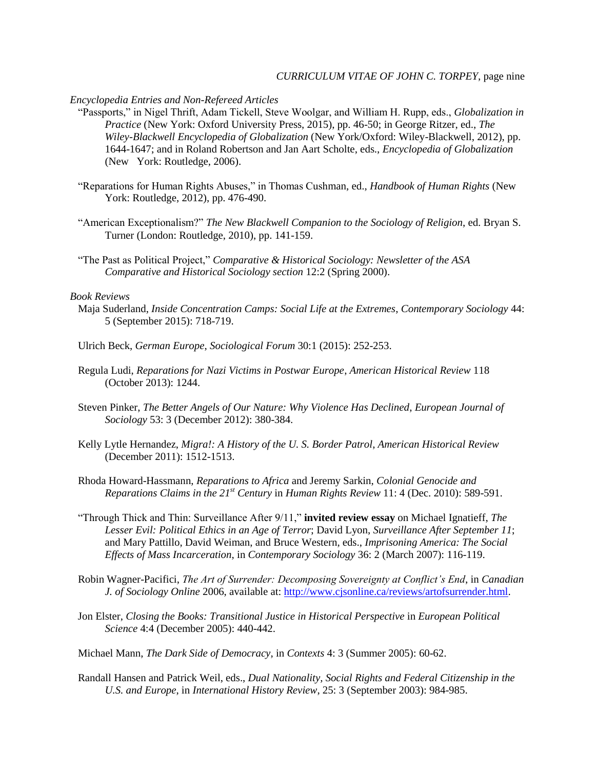*Encyclopedia Entries and Non-Refereed Articles*

"Passports," in Nigel Thrift, Adam Tickell, Steve Woolgar, and William H. Rupp, eds., *Globalization in Practice* (New York: Oxford University Press, 2015), pp. 46-50; in George Ritzer, ed., *The Wiley-Blackwell Encyclopedia of Globalization* (New York/Oxford: Wiley-Blackwell, 2012), pp. 1644-1647; and in Roland Robertson and Jan Aart Scholte, eds., *Encyclopedia of Globalization* (New York: Routledge, 2006).

"Reparations for Human Rights Abuses," in Thomas Cushman, ed., *Handbook of Human Rights* (New York: Routledge, 2012), pp. 476-490.

"American Exceptionalism?" *The New Blackwell Companion to the Sociology of Religion*, ed. Bryan S. Turner (London: Routledge, 2010), pp. 141-159.

"The Past as Political Project," *Comparative & Historical Sociology: Newsletter of the ASA Comparative and Historical Sociology section* 12:2 (Spring 2000).

*Book Reviews*

Maja Suderland, *Inside Concentration Camps: Social Life at the Extremes*, *Contemporary Sociology* 44: 5 (September 2015): 718-719.

Ulrich Beck, *German Europe*, *Sociological Forum* 30:1 (2015): 252-253.

Regula Ludi, *Reparations for Nazi Victims in Postwar Europe*, *American Historical Review* 118 (October 2013): 1244.

Steven Pinker, *The Better Angels of Our Nature: Why Violence Has Declined*, *European Journal of Sociology* 53: 3 (December 2012): 380-384.

Kelly Lytle Hernandez, *Migra!: A History of the U. S. Border Patrol*, *American Historical Review* (December 2011): 1512-1513.

Rhoda Howard-Hassmann, *Reparations to Africa* and Jeremy Sarkin, *Colonial Genocide and Reparations Claims in the 21st Century* in *Human Rights Review* 11: 4 (Dec. 2010): 589-591.

"Through Thick and Thin: Surveillance After 9/11," **invited review essay** on Michael Ignatieff, *The Lesser Evil: Political Ethics in an Age of Terror*; David Lyon, *Surveillance After September 11*; and Mary Pattillo, David Weiman, and Bruce Western, eds., *Imprisoning America: The Social Effects of Mass Incarceration*, in *Contemporary Sociology* 36: 2 (March 2007): 116-119.

Robin Wagner-Pacifici, *The Art of Surrender: Decomposing Sovereignty at Conflict's End*, in *Canadian J. of Sociology Online* 2006, available at: http://www.cjsonline.ca/reviews/artofsurrender.html.

Jon Elster, *Closing the Books: Transitional Justice in Historical Perspective* in *European Political Science* 4:4 (December 2005): 440-442.

Michael Mann, *The Dark Side of Democracy*, in *Contexts* 4: 3 (Summer 2005): 60-62.

Randall Hansen and Patrick Weil, eds., *Dual Nationality, Social Rights and Federal Citizenship in the U.S. and Europe*, in *International History Review*, 25: 3 (September 2003): 984-985.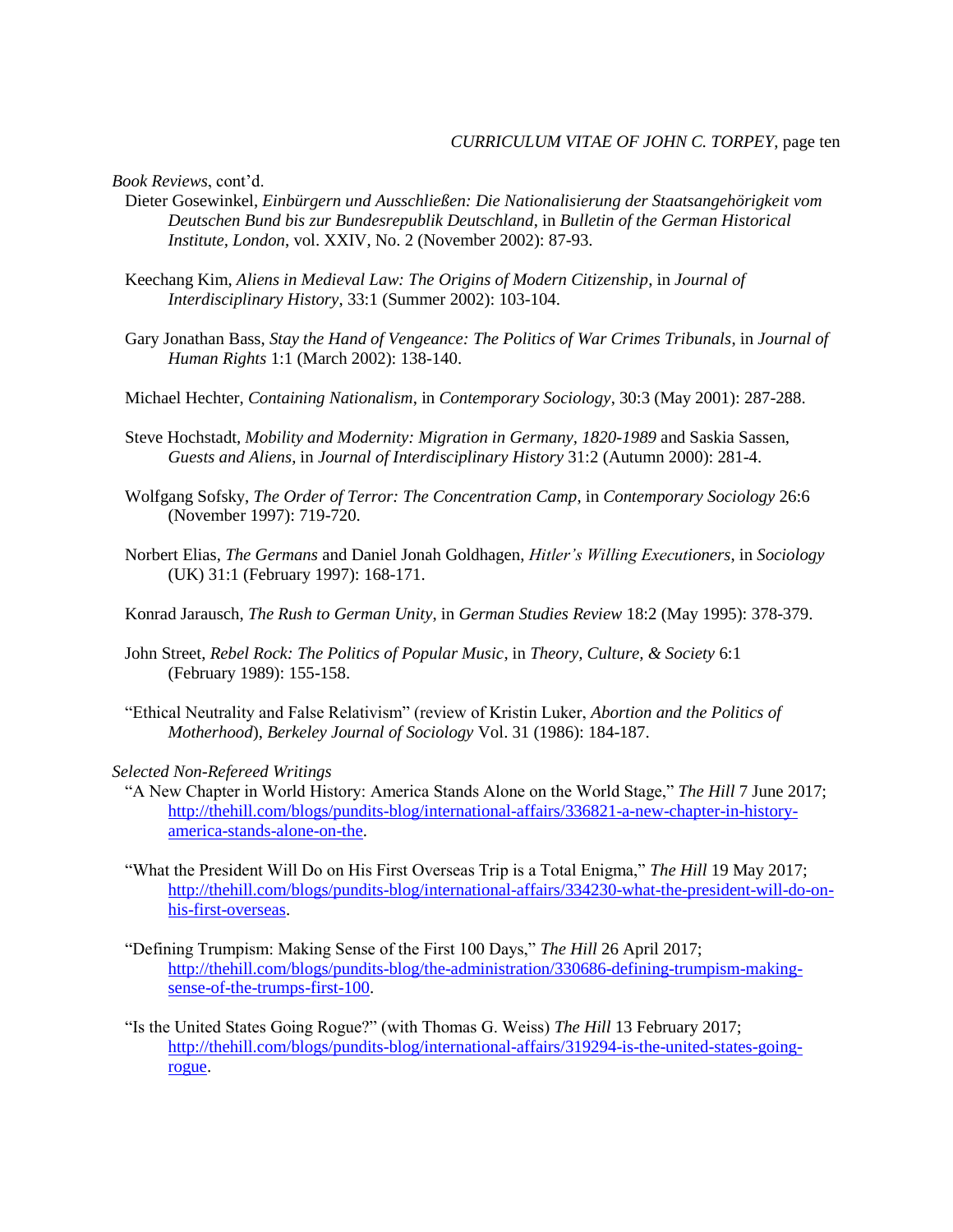*Book Reviews*, cont'd.

Dieter Gosewinkel, *Einbürgern und Ausschließen: Die Nationalisierung der Staatsangehörigkeit vom Deutschen Bund bis zur Bundesrepublik Deutschland*, in *Bulletin of the German Historical Institute, London*, vol. XXIV, No. 2 (November 2002): 87-93.

Keechang Kim, *Aliens in Medieval Law: The Origins of Modern Citizenship*, in *Journal of Interdisciplinary History*, 33:1 (Summer 2002): 103-104.

Gary Jonathan Bass, *Stay the Hand of Vengeance: The Politics of War Crimes Tribunals*, in *Journal of Human Rights* 1:1 (March 2002): 138-140.

Michael Hechter, *Containing Nationalism*, in *Contemporary Sociology*, 30:3 (May 2001): 287-288.

Steve Hochstadt, *Mobility and Modernity: Migration in Germany, 1820-1989* and Saskia Sassen, *Guests and Aliens*, in *Journal of Interdisciplinary History* 31:2 (Autumn 2000): 281-4.

Wolfgang Sofsky, *The Order of Terror: The Concentration Camp*, in *Contemporary Sociology* 26:6 (November 1997): 719-720.

Norbert Elias, *The Germans* and Daniel Jonah Goldhagen, *Hitler's Willing Executioners*, in *Sociology* (UK) 31:1 (February 1997): 168-171.

Konrad Jarausch, *The Rush to German Unity*, in *German Studies Review* 18:2 (May 1995): 378-379.

John Street, *Rebel Rock: The Politics of Popular Music*, in *Theory, Culture, & Society* 6:1 (February 1989): 155-158.

"Ethical Neutrality and False Relativism" (review of Kristin Luker, *Abortion and the Politics of Motherhood*), *Berkeley Journal of Sociology* Vol. 31 (1986): 184-187.

*Selected Non-Refereed Writings*

"A New Chapter in World History: America Stands Alone on the World Stage," *The Hill* 7 June 2017; http://thehill.com/blogs/pundits-blog/international-affairs/336821-a-new-chapter-in-history-america-stands-alone-on-the.

"What the President Will Do on His First Overseas Trip is a Total Enigma," *The Hill* 19 May 2017; http://thehill.com/blogs/pundits-blog/international-affairs/334230-what-the-president-will-do-on-his-first-overseas.

"Defining Trumpism: Making Sense of the First 100 Days," *The Hill* 26 April 2017; http://thehill.com/blogs/pundits-blog/the-administration/330686-defining-trumpism-making-sense-of-the-trumps-first-100.

"Is the United States Going Rogue?" (with Thomas G. Weiss) *The Hill* 13 February 2017; http://thehill.com/blogs/pundits-blog/international-affairs/319294-is-the-united-states-going-rogue.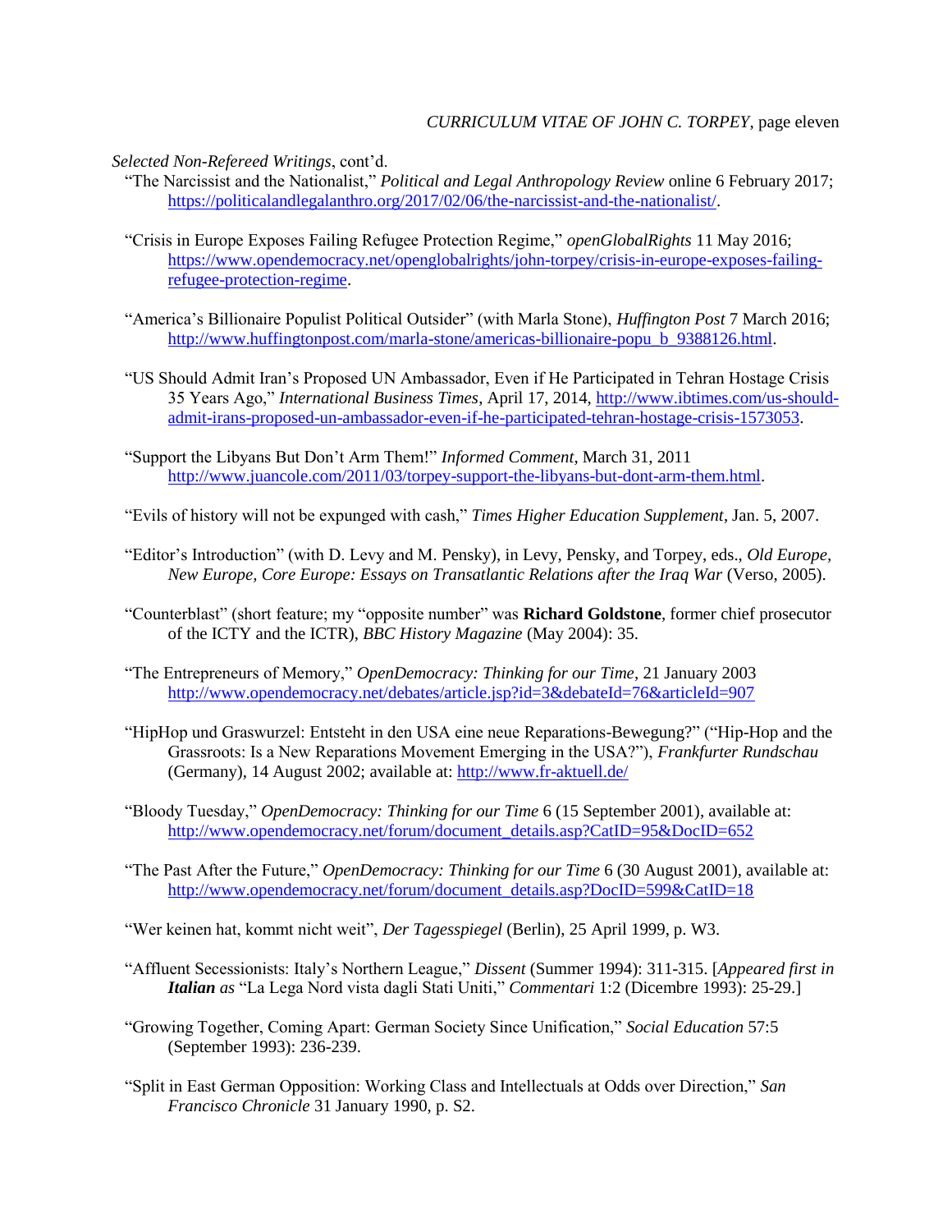*Selected Non-Refereed Writings*, cont'd.

"The Narcissist and the Nationalist," *Political and Legal Anthropology Review* online 6 February 2017; https://politicalandlegalanthro.org/2017/02/06/the-narcissist-and-the-nationalist/.

"Crisis in Europe Exposes Failing Refugee Protection Regime," *openGlobalRights* 11 May 2016; https://www.opendemocracy.net/openglobalrights/john-torpey/crisis-in-europe-exposes-failing-refugee-protection-regime.

"America's Billionaire Populist Political Outsider" (with Marla Stone), *Huffington Post* 7 March 2016; http://www.huffingtonpost.com/marla-stone/americas-billionaire-popu_b_9388126.html.

"US Should Admit Iran's Proposed UN Ambassador, Even if He Participated in Tehran Hostage Crisis 35 Years Ago," *International Business Times*, April 17, 2014, http://www.ibtimes.com/us-should-admit-irans-proposed-un-ambassador-even-if-he-participated-tehran-hostage-crisis-1573053.

"Support the Libyans But Don't Arm Them!" *Informed Comment*, March 31, 2011 http://www.juancole.com/2011/03/torpey-support-the-libyans-but-dont-arm-them.html.

"Evils of history will not be expunged with cash," *Times Higher Education Supplement*, Jan. 5, 2007.

"Editor's Introduction" (with D. Levy and M. Pensky), in Levy, Pensky, and Torpey, eds., *Old Europe, New Europe, Core Europe: Essays on Transatlantic Relations after the Iraq War* (Verso, 2005).

"Counterblast" (short feature; my "opposite number" was **Richard Goldstone**, former chief prosecutor of the ICTY and the ICTR), *BBC History Magazine* (May 2004): 35.

"The Entrepreneurs of Memory," *OpenDemocracy: Thinking for our Time*, 21 January 2003 http://www.opendemocracy.net/debates/article.jsp?id=3&debateId=76&articleId=907

"HipHop und Graswurzel: Entsteht in den USA eine neue Reparations-Bewegung?" ("Hip-Hop and the Grassroots: Is a New Reparations Movement Emerging in the USA?"), *Frankfurter Rundschau* (Germany), 14 August 2002; available at: http://www.fr-aktuell.de/

"Bloody Tuesday," *OpenDemocracy: Thinking for our Time* 6 (15 September 2001), available at: http://www.opendemocracy.net/forum/document_details.asp?CatID=95&DocID=652

"The Past After the Future," *OpenDemocracy: Thinking for our Time* 6 (30 August 2001), available at: http://www.opendemocracy.net/forum/document_details.asp?DocID=599&CatID=18

"Wer keinen hat, kommt nicht weit", *Der Tagesspiegel* (Berlin), 25 April 1999, p. W3.

"Affluent Secessionists: Italy's Northern League," *Dissent* (Summer 1994): 311-315. [*Appeared first in **Italian** as* "La Lega Nord vista dagli Stati Uniti," *Commentari* 1:2 (Dicembre 1993): 25-29.]

"Growing Together, Coming Apart: German Society Since Unification," *Social Education* 57:5 (September 1993): 236-239.

"Split in East German Opposition: Working Class and Intellectuals at Odds over Direction," *San Francisco Chronicle* 31 January 1990, p. S2.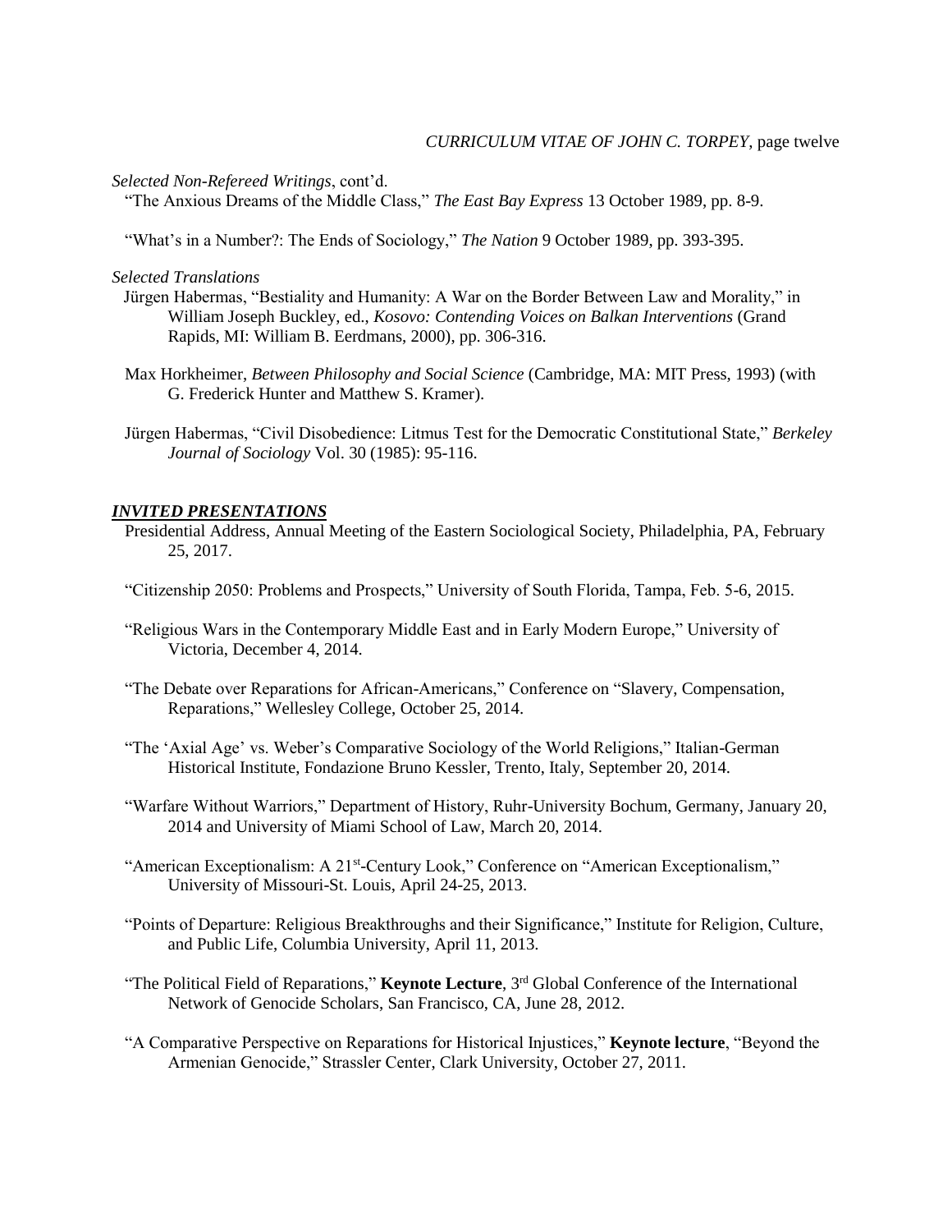*Selected Non-Refereed Writings*, cont'd.

"The Anxious Dreams of the Middle Class," *The East Bay Express* 13 October 1989, pp. 8-9.

"What's in a Number?: The Ends of Sociology," *The Nation* 9 October 1989, pp. 393-395.

*Selected Translations*

Jürgen Habermas, "Bestiality and Humanity: A War on the Border Between Law and Morality," in William Joseph Buckley, ed., *Kosovo: Contending Voices on Balkan Interventions* (Grand Rapids, MI: William B. Eerdmans, 2000), pp. 306-316.

Max Horkheimer, *Between Philosophy and Social Science* (Cambridge, MA: MIT Press, 1993) (with G. Frederick Hunter and Matthew S. Kramer).

Jürgen Habermas, "Civil Disobedience: Litmus Test for the Democratic Constitutional State," *Berkeley Journal of Sociology* Vol. 30 (1985): 95-116.

## ***INVITED PRESENTATIONS***

Presidential Address, Annual Meeting of the Eastern Sociological Society, Philadelphia, PA, February 25, 2017.

"Citizenship 2050: Problems and Prospects," University of South Florida, Tampa, Feb. 5-6, 2015.

"Religious Wars in the Contemporary Middle East and in Early Modern Europe," University of Victoria, December 4, 2014.

"The Debate over Reparations for African-Americans," Conference on "Slavery, Compensation, Reparations," Wellesley College, October 25, 2014.

"The 'Axial Age' vs. Weber's Comparative Sociology of the World Religions," Italian-German Historical Institute, Fondazione Bruno Kessler, Trento, Italy, September 20, 2014.

"Warfare Without Warriors," Department of History, Ruhr-University Bochum, Germany, January 20, 2014 and University of Miami School of Law, March 20, 2014.

"American Exceptionalism: A 21st-Century Look," Conference on "American Exceptionalism," University of Missouri-St. Louis, April 24-25, 2013.

"Points of Departure: Religious Breakthroughs and their Significance," Institute for Religion, Culture, and Public Life, Columbia University, April 11, 2013.

"The Political Field of Reparations," **Keynote Lecture**, 3rd Global Conference of the International Network of Genocide Scholars, San Francisco, CA, June 28, 2012.

"A Comparative Perspective on Reparations for Historical Injustices," **Keynote lecture**, "Beyond the Armenian Genocide," Strassler Center, Clark University, October 27, 2011.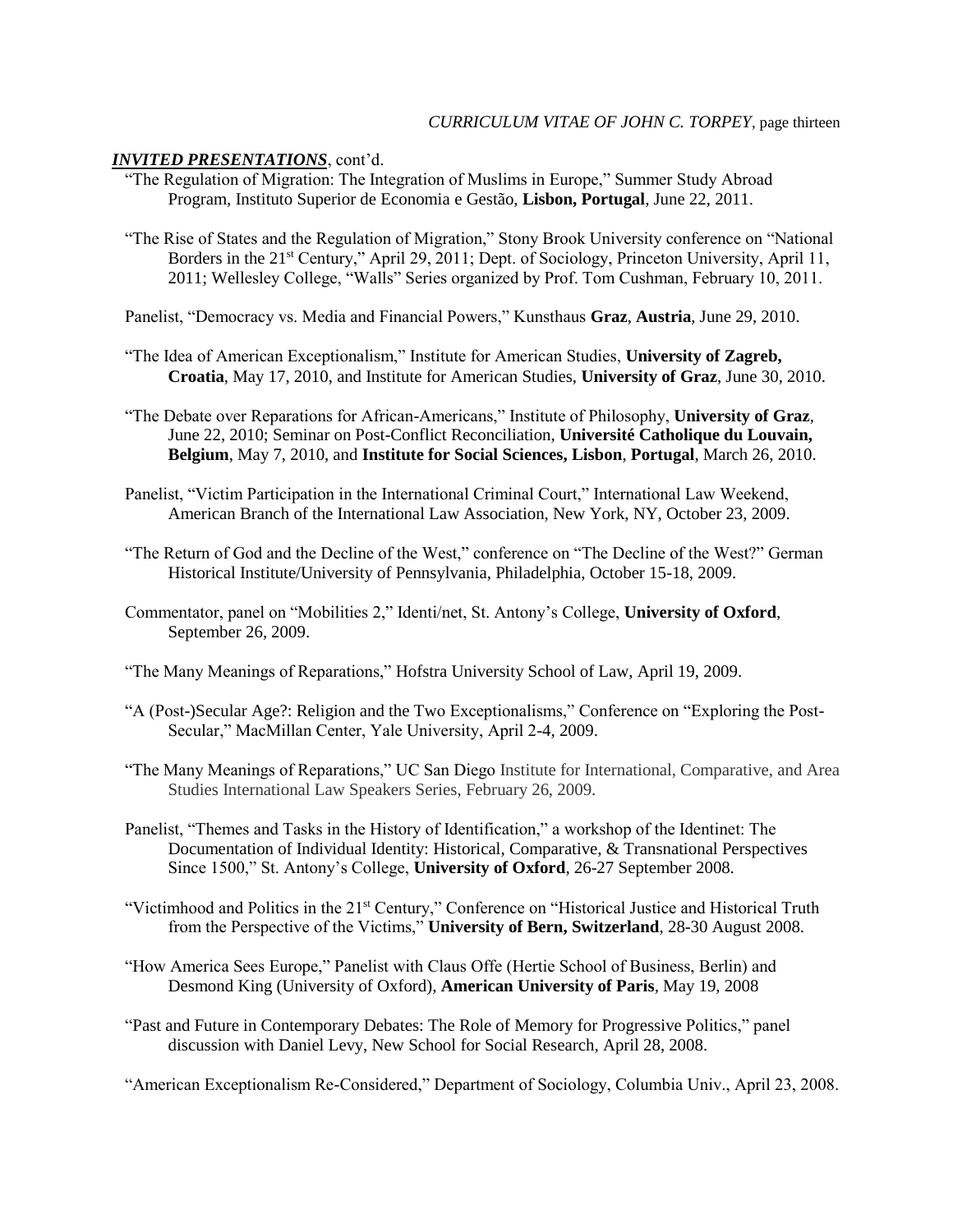***INVITED PRESENTATIONS***, cont'd.

"The Regulation of Migration: The Integration of Muslims in Europe," Summer Study Abroad Program, Instituto Superior de Economia e Gestão, **Lisbon, Portugal**, June 22, 2011.

"The Rise of States and the Regulation of Migration," Stony Brook University conference on "National Borders in the 21st Century," April 29, 2011; Dept. of Sociology, Princeton University, April 11, 2011; Wellesley College, "Walls" Series organized by Prof. Tom Cushman, February 10, 2011.

Panelist, "Democracy vs. Media and Financial Powers," Kunsthaus **Graz**, **Austria**, June 29, 2010.

"The Idea of American Exceptionalism," Institute for American Studies, **University of Zagreb, Croatia**, May 17, 2010, and Institute for American Studies, **University of Graz**, June 30, 2010.

"The Debate over Reparations for African-Americans," Institute of Philosophy, **University of Graz**, June 22, 2010; Seminar on Post-Conflict Reconciliation, **Université Catholique du Louvain, Belgium**, May 7, 2010, and **Institute for Social Sciences, Lisbon**, **Portugal**, March 26, 2010.

Panelist, "Victim Participation in the International Criminal Court," International Law Weekend, American Branch of the International Law Association, New York, NY, October 23, 2009.

"The Return of God and the Decline of the West," conference on "The Decline of the West?" German Historical Institute/University of Pennsylvania, Philadelphia, October 15-18, 2009.

Commentator, panel on "Mobilities 2," Identi/net, St. Antony's College, **University of Oxford**, September 26, 2009.

"The Many Meanings of Reparations," Hofstra University School of Law, April 19, 2009.

"A (Post-)Secular Age?: Religion and the Two Exceptionalisms," Conference on "Exploring the Post-Secular," MacMillan Center, Yale University, April 2-4, 2009.

"The Many Meanings of Reparations," UC San Diego Institute for International, Comparative, and Area Studies International Law Speakers Series, February 26, 2009.

Panelist, "Themes and Tasks in the History of Identification," a workshop of the Identinet: The Documentation of Individual Identity: Historical, Comparative, & Transnational Perspectives Since 1500," St. Antony's College, **University of Oxford**, 26-27 September 2008.

"Victimhood and Politics in the 21st Century," Conference on "Historical Justice and Historical Truth from the Perspective of the Victims," **University of Bern, Switzerland**, 28-30 August 2008.

"How America Sees Europe," Panelist with Claus Offe (Hertie School of Business, Berlin) and Desmond King (University of Oxford), **American University of Paris**, May 19, 2008

"Past and Future in Contemporary Debates: The Role of Memory for Progressive Politics," panel discussion with Daniel Levy, New School for Social Research, April 28, 2008.

"American Exceptionalism Re-Considered," Department of Sociology, Columbia Univ., April 23, 2008.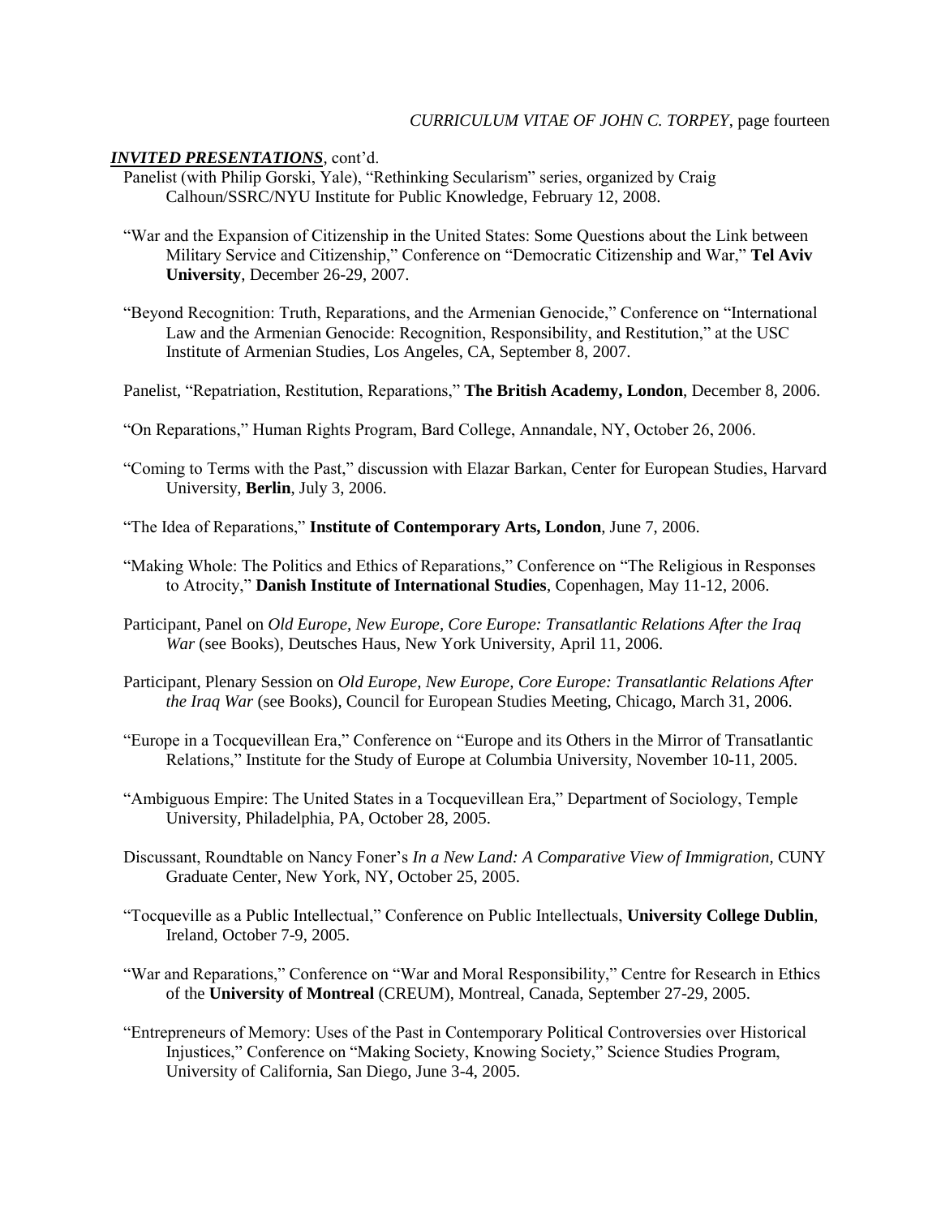***INVITED PRESENTATIONS***, cont'd.

Panelist (with Philip Gorski, Yale), "Rethinking Secularism" series, organized by Craig Calhoun/SSRC/NYU Institute for Public Knowledge, February 12, 2008.

"War and the Expansion of Citizenship in the United States: Some Questions about the Link between Military Service and Citizenship," Conference on "Democratic Citizenship and War," **Tel Aviv University**, December 26-29, 2007.

"Beyond Recognition: Truth, Reparations, and the Armenian Genocide," Conference on "International Law and the Armenian Genocide: Recognition, Responsibility, and Restitution," at the USC Institute of Armenian Studies, Los Angeles, CA, September 8, 2007.

Panelist, "Repatriation, Restitution, Reparations," **The British Academy, London**, December 8, 2006.

"On Reparations," Human Rights Program, Bard College, Annandale, NY, October 26, 2006.

"Coming to Terms with the Past," discussion with Elazar Barkan, Center for European Studies, Harvard University, **Berlin**, July 3, 2006.

"The Idea of Reparations," **Institute of Contemporary Arts, London**, June 7, 2006.

"Making Whole: The Politics and Ethics of Reparations," Conference on "The Religious in Responses to Atrocity," **Danish Institute of International Studies**, Copenhagen, May 11-12, 2006.

Participant, Panel on *Old Europe, New Europe, Core Europe: Transatlantic Relations After the Iraq War* (see Books), Deutsches Haus, New York University, April 11, 2006.

Participant, Plenary Session on *Old Europe, New Europe, Core Europe: Transatlantic Relations After the Iraq War* (see Books), Council for European Studies Meeting, Chicago, March 31, 2006.

"Europe in a Tocquevillean Era," Conference on "Europe and its Others in the Mirror of Transatlantic Relations," Institute for the Study of Europe at Columbia University, November 10-11, 2005.

"Ambiguous Empire: The United States in a Tocquevillean Era," Department of Sociology, Temple University, Philadelphia, PA, October 28, 2005.

Discussant, Roundtable on Nancy Foner's *In a New Land: A Comparative View of Immigration*, CUNY Graduate Center, New York, NY, October 25, 2005.

"Tocqueville as a Public Intellectual," Conference on Public Intellectuals, **University College Dublin**, Ireland, October 7-9, 2005.

"War and Reparations," Conference on "War and Moral Responsibility," Centre for Research in Ethics of the **University of Montreal** (CREUM), Montreal, Canada, September 27-29, 2005.

"Entrepreneurs of Memory: Uses of the Past in Contemporary Political Controversies over Historical Injustices," Conference on "Making Society, Knowing Society," Science Studies Program, University of California, San Diego, June 3-4, 2005.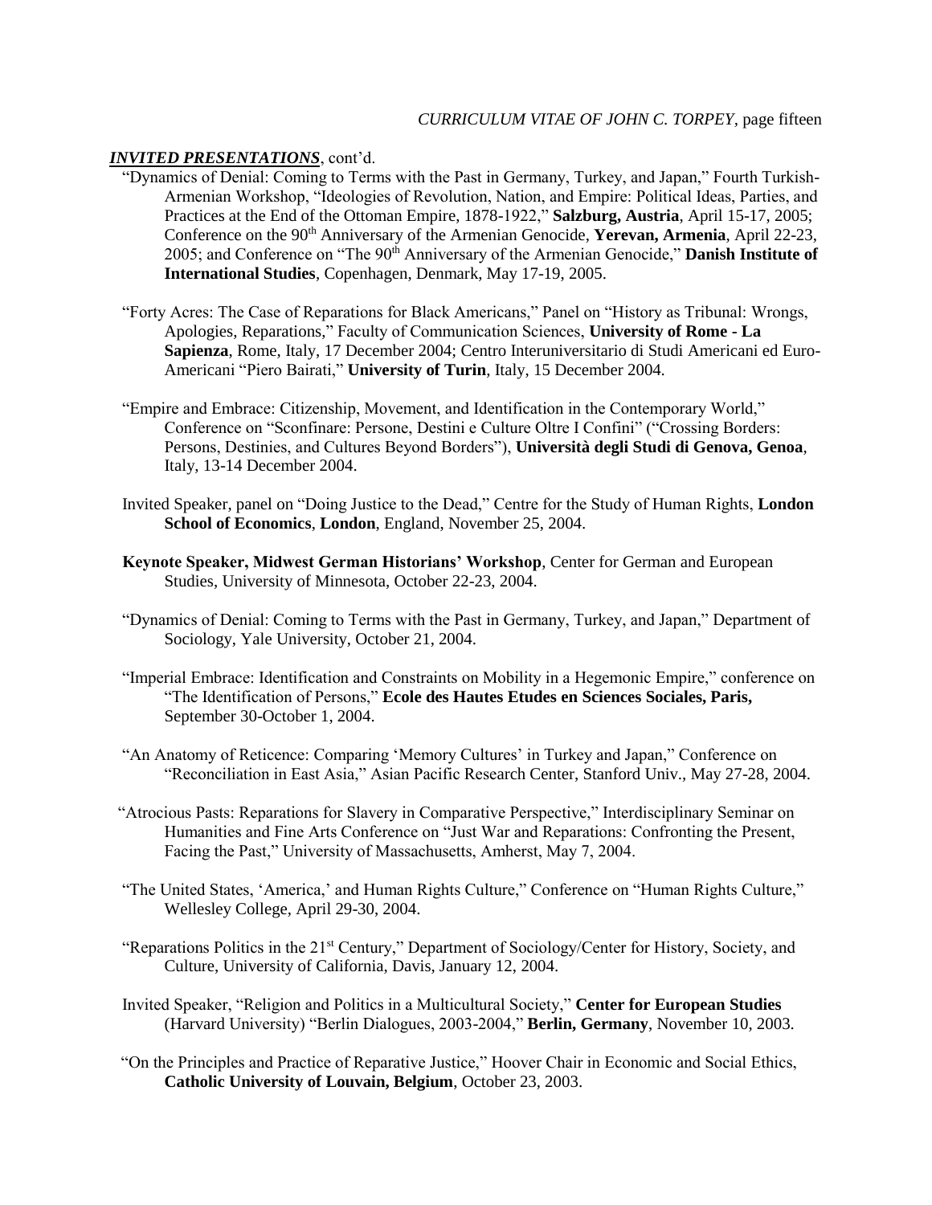***INVITED PRESENTATIONS***, cont'd.

"Dynamics of Denial: Coming to Terms with the Past in Germany, Turkey, and Japan," Fourth Turkish-Armenian Workshop, "Ideologies of Revolution, Nation, and Empire: Political Ideas, Parties, and Practices at the End of the Ottoman Empire, 1878-1922," **Salzburg, Austria**, April 15-17, 2005; Conference on the 90th Anniversary of the Armenian Genocide, **Yerevan, Armenia**, April 22-23, 2005; and Conference on "The 90th Anniversary of the Armenian Genocide," **Danish Institute of International Studies**, Copenhagen, Denmark, May 17-19, 2005.

"Forty Acres: The Case of Reparations for Black Americans," Panel on "History as Tribunal: Wrongs, Apologies, Reparations," Faculty of Communication Sciences, **University of Rome - La Sapienza**, Rome, Italy, 17 December 2004; Centro Interuniversitario di Studi Americani ed Euro-Americani "Piero Bairati," **University of Turin**, Italy, 15 December 2004.

"Empire and Embrace: Citizenship, Movement, and Identification in the Contemporary World," Conference on "Sconfinare: Persone, Destini e Culture Oltre I Confini" ("Crossing Borders: Persons, Destinies, and Cultures Beyond Borders"), **Università degli Studi di Genova, Genoa**, Italy, 13-14 December 2004.

Invited Speaker, panel on "Doing Justice to the Dead," Centre for the Study of Human Rights, **London School of Economics**, **London**, England, November 25, 2004.

**Keynote Speaker, Midwest German Historians' Workshop**, Center for German and European Studies, University of Minnesota, October 22-23, 2004.

"Dynamics of Denial: Coming to Terms with the Past in Germany, Turkey, and Japan," Department of Sociology, Yale University, October 21, 2004.

"Imperial Embrace: Identification and Constraints on Mobility in a Hegemonic Empire," conference on "The Identification of Persons," **Ecole des Hautes Etudes en Sciences Sociales, Paris,** September 30-October 1, 2004.

"An Anatomy of Reticence: Comparing 'Memory Cultures' in Turkey and Japan," Conference on "Reconciliation in East Asia," Asian Pacific Research Center, Stanford Univ., May 27-28, 2004.

"Atrocious Pasts: Reparations for Slavery in Comparative Perspective," Interdisciplinary Seminar on Humanities and Fine Arts Conference on "Just War and Reparations: Confronting the Present, Facing the Past," University of Massachusetts, Amherst, May 7, 2004.

"The United States, 'America,' and Human Rights Culture," Conference on "Human Rights Culture," Wellesley College, April 29-30, 2004.

"Reparations Politics in the 21st Century," Department of Sociology/Center for History, Society, and Culture, University of California, Davis, January 12, 2004.

Invited Speaker, "Religion and Politics in a Multicultural Society," **Center for European Studies** (Harvard University) "Berlin Dialogues, 2003-2004," **Berlin, Germany**, November 10, 2003.

"On the Principles and Practice of Reparative Justice," Hoover Chair in Economic and Social Ethics, **Catholic University of Louvain, Belgium**, October 23, 2003.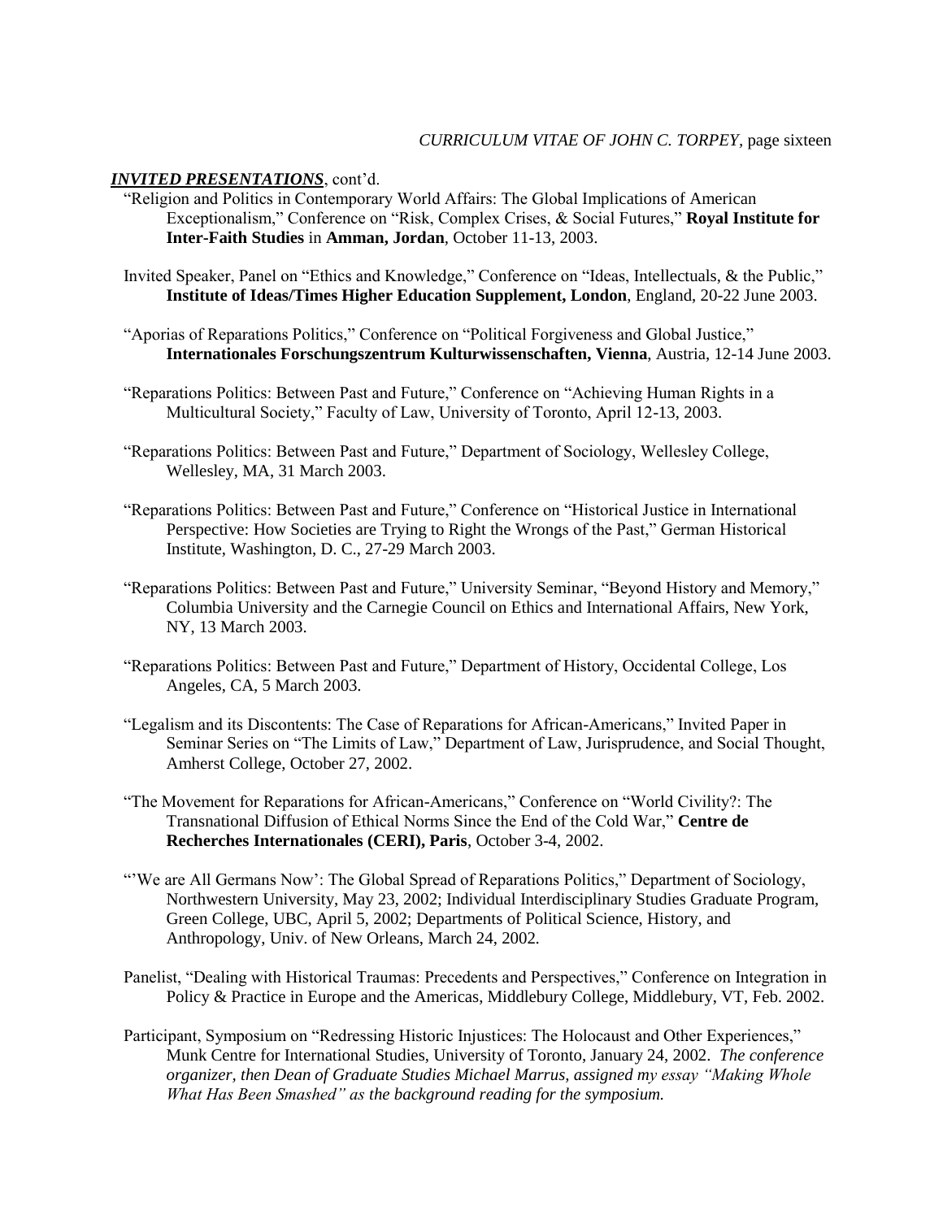***INVITED PRESENTATIONS***, cont'd.

"Religion and Politics in Contemporary World Affairs: The Global Implications of American Exceptionalism," Conference on "Risk, Complex Crises, & Social Futures," **Royal Institute for Inter-Faith Studies** in **Amman, Jordan**, October 11-13, 2003.

Invited Speaker, Panel on "Ethics and Knowledge," Conference on "Ideas, Intellectuals, & the Public," **Institute of Ideas/Times Higher Education Supplement, London**, England, 20-22 June 2003.

"Aporias of Reparations Politics," Conference on "Political Forgiveness and Global Justice," **Internationales Forschungszentrum Kulturwissenschaften, Vienna**, Austria, 12-14 June 2003.

"Reparations Politics: Between Past and Future," Conference on "Achieving Human Rights in a Multicultural Society," Faculty of Law, University of Toronto, April 12-13, 2003.

"Reparations Politics: Between Past and Future," Department of Sociology, Wellesley College, Wellesley, MA, 31 March 2003.

"Reparations Politics: Between Past and Future," Conference on "Historical Justice in International Perspective: How Societies are Trying to Right the Wrongs of the Past," German Historical Institute, Washington, D. C., 27-29 March 2003.

"Reparations Politics: Between Past and Future," University Seminar, "Beyond History and Memory," Columbia University and the Carnegie Council on Ethics and International Affairs, New York, NY, 13 March 2003.

"Reparations Politics: Between Past and Future," Department of History, Occidental College, Los Angeles, CA, 5 March 2003.

"Legalism and its Discontents: The Case of Reparations for African-Americans," Invited Paper in Seminar Series on "The Limits of Law," Department of Law, Jurisprudence, and Social Thought, Amherst College, October 27, 2002.

"The Movement for Reparations for African-Americans," Conference on "World Civility?: The Transnational Diffusion of Ethical Norms Since the End of the Cold War," **Centre de Recherches Internationales (CERI), Paris**, October 3-4, 2002.

"'We are All Germans Now': The Global Spread of Reparations Politics," Department of Sociology, Northwestern University, May 23, 2002; Individual Interdisciplinary Studies Graduate Program, Green College, UBC, April 5, 2002; Departments of Political Science, History, and Anthropology, Univ. of New Orleans, March 24, 2002.

Panelist, "Dealing with Historical Traumas: Precedents and Perspectives," Conference on Integration in Policy & Practice in Europe and the Americas, Middlebury College, Middlebury, VT, Feb. 2002.

Participant, Symposium on "Redressing Historic Injustices: The Holocaust and Other Experiences," Munk Centre for International Studies, University of Toronto, January 24, 2002. *The conference organizer, then Dean of Graduate Studies Michael Marrus, assigned my essay "Making Whole What Has Been Smashed" as the background reading for the symposium.*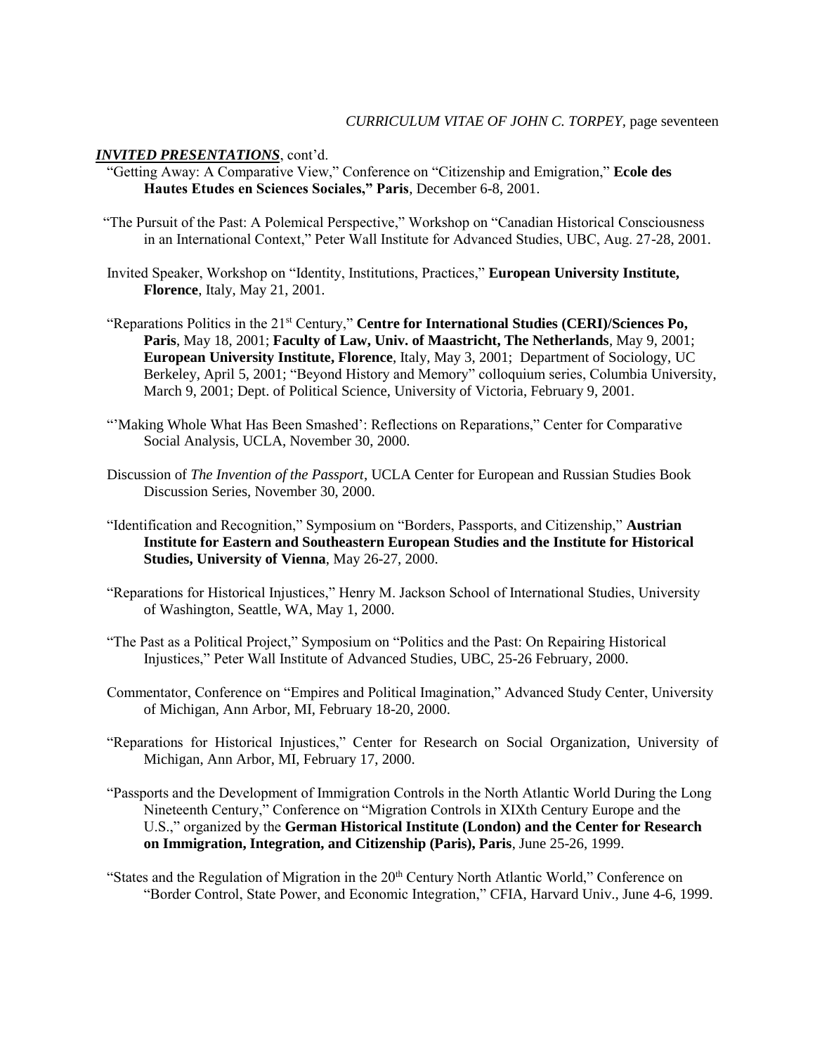***INVITED PRESENTATIONS***, cont'd.

"Getting Away: A Comparative View," Conference on "Citizenship and Emigration," **Ecole des Hautes Etudes en Sciences Sociales," Paris**, December 6-8, 2001.

"The Pursuit of the Past: A Polemical Perspective," Workshop on "Canadian Historical Consciousness in an International Context," Peter Wall Institute for Advanced Studies, UBC, Aug. 27-28, 2001.

Invited Speaker, Workshop on "Identity, Institutions, Practices," **European University Institute, Florence**, Italy, May 21, 2001.

"Reparations Politics in the 21st Century," **Centre for International Studies (CERI)/Sciences Po, Paris**, May 18, 2001; **Faculty of Law, Univ. of Maastricht, The Netherlands**, May 9, 2001; **European University Institute, Florence**, Italy, May 3, 2001; Department of Sociology, UC Berkeley, April 5, 2001; "Beyond History and Memory" colloquium series, Columbia University, March 9, 2001; Dept. of Political Science, University of Victoria, February 9, 2001.

"'Making Whole What Has Been Smashed': Reflections on Reparations," Center for Comparative Social Analysis, UCLA, November 30, 2000.

Discussion of *The Invention of the Passport*, UCLA Center for European and Russian Studies Book Discussion Series, November 30, 2000.

"Identification and Recognition," Symposium on "Borders, Passports, and Citizenship," **Austrian Institute for Eastern and Southeastern European Studies and the Institute for Historical Studies, University of Vienna**, May 26-27, 2000.

"Reparations for Historical Injustices," Henry M. Jackson School of International Studies, University of Washington, Seattle, WA, May 1, 2000.

"The Past as a Political Project," Symposium on "Politics and the Past: On Repairing Historical Injustices," Peter Wall Institute of Advanced Studies, UBC, 25-26 February, 2000.

Commentator, Conference on "Empires and Political Imagination," Advanced Study Center, University of Michigan, Ann Arbor, MI, February 18-20, 2000.

"Reparations for Historical Injustices," Center for Research on Social Organization, University of Michigan, Ann Arbor, MI, February 17, 2000.

"Passports and the Development of Immigration Controls in the North Atlantic World During the Long Nineteenth Century," Conference on "Migration Controls in XIXth Century Europe and the U.S.," organized by the **German Historical Institute (London) and the Center for Research on Immigration, Integration, and Citizenship (Paris), Paris**, June 25-26, 1999.

"States and the Regulation of Migration in the 20th Century North Atlantic World," Conference on "Border Control, State Power, and Economic Integration," CFIA, Harvard Univ., June 4-6, 1999.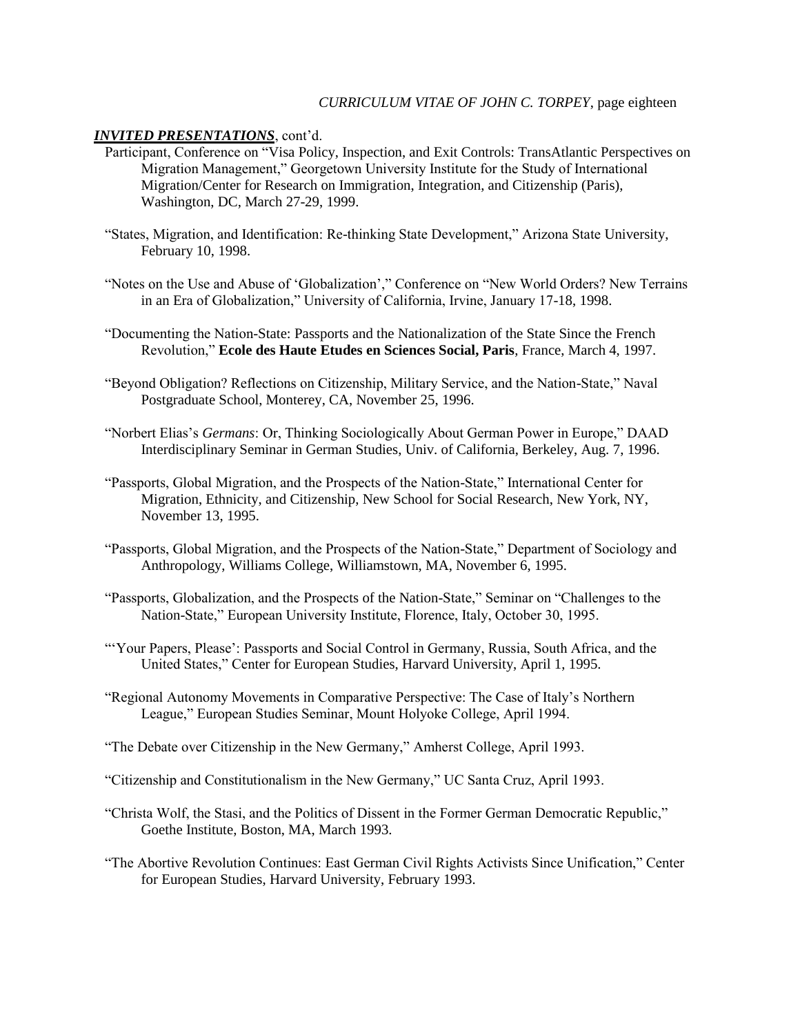***INVITED PRESENTATIONS***, cont'd.

Participant, Conference on "Visa Policy, Inspection, and Exit Controls: TransAtlantic Perspectives on Migration Management," Georgetown University Institute for the Study of International Migration/Center for Research on Immigration, Integration, and Citizenship (Paris), Washington, DC, March 27-29, 1999.

"States, Migration, and Identification: Re-thinking State Development," Arizona State University, February 10, 1998.

"Notes on the Use and Abuse of 'Globalization'," Conference on "New World Orders? New Terrains in an Era of Globalization," University of California, Irvine, January 17-18, 1998.

"Documenting the Nation-State: Passports and the Nationalization of the State Since the French Revolution," **Ecole des Haute Etudes en Sciences Social, Paris**, France, March 4, 1997.

"Beyond Obligation? Reflections on Citizenship, Military Service, and the Nation-State," Naval Postgraduate School, Monterey, CA, November 25, 1996.

"Norbert Elias's *Germans*: Or, Thinking Sociologically About German Power in Europe," DAAD Interdisciplinary Seminar in German Studies, Univ. of California, Berkeley, Aug. 7, 1996.

"Passports, Global Migration, and the Prospects of the Nation-State," International Center for Migration, Ethnicity, and Citizenship, New School for Social Research, New York, NY, November 13, 1995.

"Passports, Global Migration, and the Prospects of the Nation-State," Department of Sociology and Anthropology, Williams College, Williamstown, MA, November 6, 1995.

"Passports, Globalization, and the Prospects of the Nation-State," Seminar on "Challenges to the Nation-State," European University Institute, Florence, Italy, October 30, 1995.

"'Your Papers, Please': Passports and Social Control in Germany, Russia, South Africa, and the United States," Center for European Studies, Harvard University, April 1, 1995.

"Regional Autonomy Movements in Comparative Perspective: The Case of Italy's Northern League," European Studies Seminar, Mount Holyoke College, April 1994.

"The Debate over Citizenship in the New Germany," Amherst College, April 1993.

"Citizenship and Constitutionalism in the New Germany," UC Santa Cruz, April 1993.

"Christa Wolf, the Stasi, and the Politics of Dissent in the Former German Democratic Republic," Goethe Institute, Boston, MA, March 1993.

"The Abortive Revolution Continues: East German Civil Rights Activists Since Unification," Center for European Studies, Harvard University, February 1993.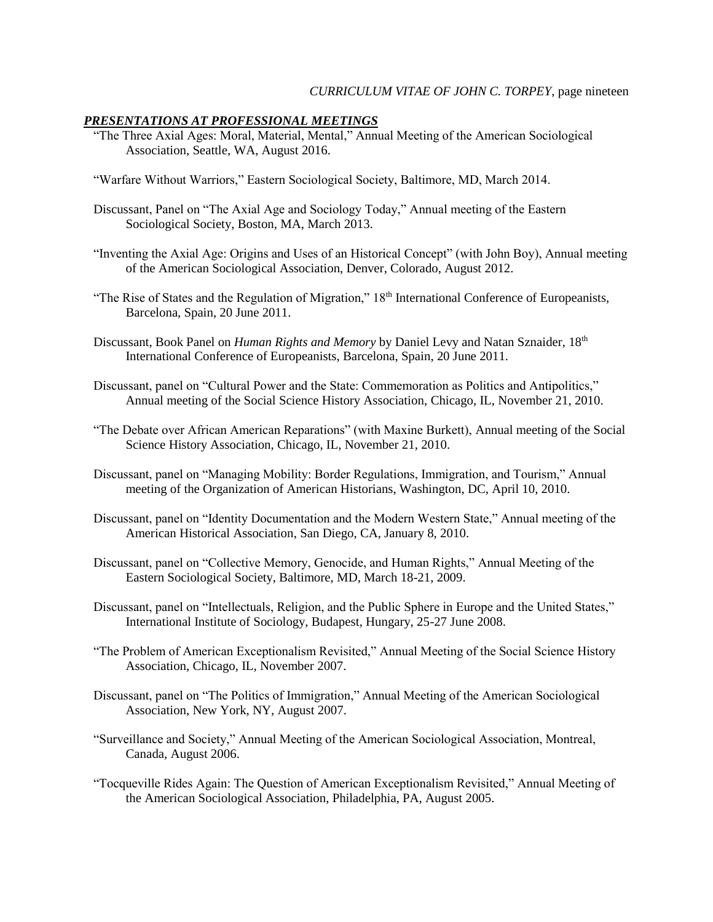## *PRESENTATIONS AT PROFESSIONAL MEETINGS*

"The Three Axial Ages: Moral, Material, Mental," Annual Meeting of the American Sociological Association, Seattle, WA, August 2016.

"Warfare Without Warriors," Eastern Sociological Society, Baltimore, MD, March 2014.

Discussant, Panel on "The Axial Age and Sociology Today," Annual meeting of the Eastern Sociological Society, Boston, MA, March 2013.

"Inventing the Axial Age: Origins and Uses of an Historical Concept" (with John Boy), Annual meeting of the American Sociological Association, Denver, Colorado, August 2012.

"The Rise of States and the Regulation of Migration," 18th International Conference of Europeanists, Barcelona, Spain, 20 June 2011.

Discussant, Book Panel on *Human Rights and Memory* by Daniel Levy and Natan Sznaider, 18th International Conference of Europeanists, Barcelona, Spain, 20 June 2011.

Discussant, panel on "Cultural Power and the State: Commemoration as Politics and Antipolitics," Annual meeting of the Social Science History Association, Chicago, IL, November 21, 2010.

"The Debate over African American Reparations" (with Maxine Burkett), Annual meeting of the Social Science History Association, Chicago, IL, November 21, 2010.

Discussant, panel on "Managing Mobility: Border Regulations, Immigration, and Tourism," Annual meeting of the Organization of American Historians, Washington, DC, April 10, 2010.

Discussant, panel on "Identity Documentation and the Modern Western State," Annual meeting of the American Historical Association, San Diego, CA, January 8, 2010.

Discussant, panel on "Collective Memory, Genocide, and Human Rights," Annual Meeting of the Eastern Sociological Society, Baltimore, MD, March 18-21, 2009.

Discussant, panel on "Intellectuals, Religion, and the Public Sphere in Europe and the United States," International Institute of Sociology, Budapest, Hungary, 25-27 June 2008.

"The Problem of American Exceptionalism Revisited," Annual Meeting of the Social Science History Association, Chicago, IL, November 2007.

Discussant, panel on "The Politics of Immigration," Annual Meeting of the American Sociological Association, New York, NY, August 2007.

"Surveillance and Society," Annual Meeting of the American Sociological Association, Montreal, Canada, August 2006.

"Tocqueville Rides Again: The Question of American Exceptionalism Revisited," Annual Meeting of the American Sociological Association, Philadelphia, PA, August 2005.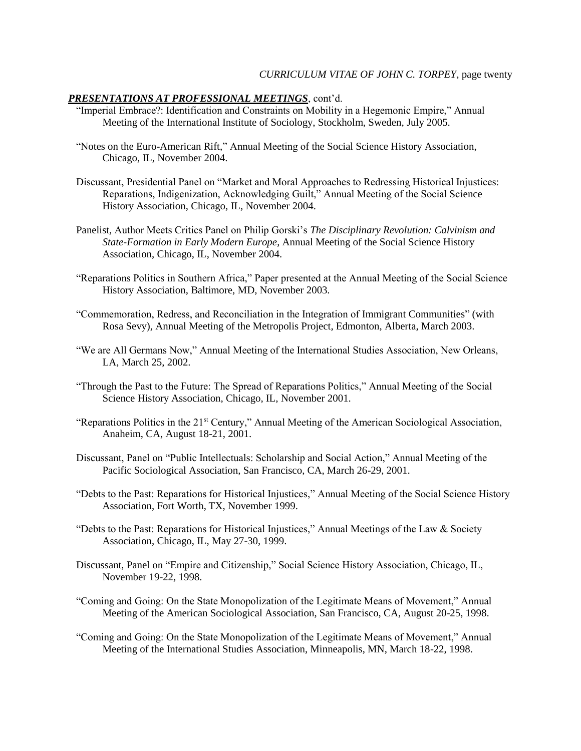***PRESENTATIONS AT PROFESSIONAL MEETINGS***, cont'd.

"Imperial Embrace?: Identification and Constraints on Mobility in a Hegemonic Empire," Annual Meeting of the International Institute of Sociology, Stockholm, Sweden, July 2005.

"Notes on the Euro-American Rift," Annual Meeting of the Social Science History Association, Chicago, IL, November 2004.

Discussant, Presidential Panel on "Market and Moral Approaches to Redressing Historical Injustices: Reparations, Indigenization, Acknowledging Guilt," Annual Meeting of the Social Science History Association, Chicago, IL, November 2004.

Panelist, Author Meets Critics Panel on Philip Gorski's *The Disciplinary Revolution: Calvinism and State-Formation in Early Modern Europe*, Annual Meeting of the Social Science History Association, Chicago, IL, November 2004.

"Reparations Politics in Southern Africa," Paper presented at the Annual Meeting of the Social Science History Association, Baltimore, MD, November 2003.

"Commemoration, Redress, and Reconciliation in the Integration of Immigrant Communities" (with Rosa Sevy), Annual Meeting of the Metropolis Project, Edmonton, Alberta, March 2003.

"We are All Germans Now," Annual Meeting of the International Studies Association, New Orleans, LA, March 25, 2002.

"Through the Past to the Future: The Spread of Reparations Politics," Annual Meeting of the Social Science History Association, Chicago, IL, November 2001.

"Reparations Politics in the 21st Century," Annual Meeting of the American Sociological Association, Anaheim, CA, August 18-21, 2001.

Discussant, Panel on "Public Intellectuals: Scholarship and Social Action," Annual Meeting of the Pacific Sociological Association, San Francisco, CA, March 26-29, 2001.

"Debts to the Past: Reparations for Historical Injustices," Annual Meeting of the Social Science History Association, Fort Worth, TX, November 1999.

"Debts to the Past: Reparations for Historical Injustices," Annual Meetings of the Law & Society Association, Chicago, IL, May 27-30, 1999.

Discussant, Panel on "Empire and Citizenship," Social Science History Association, Chicago, IL, November 19-22, 1998.

"Coming and Going: On the State Monopolization of the Legitimate Means of Movement," Annual Meeting of the American Sociological Association, San Francisco, CA, August 20-25, 1998.

"Coming and Going: On the State Monopolization of the Legitimate Means of Movement," Annual Meeting of the International Studies Association, Minneapolis, MN, March 18-22, 1998.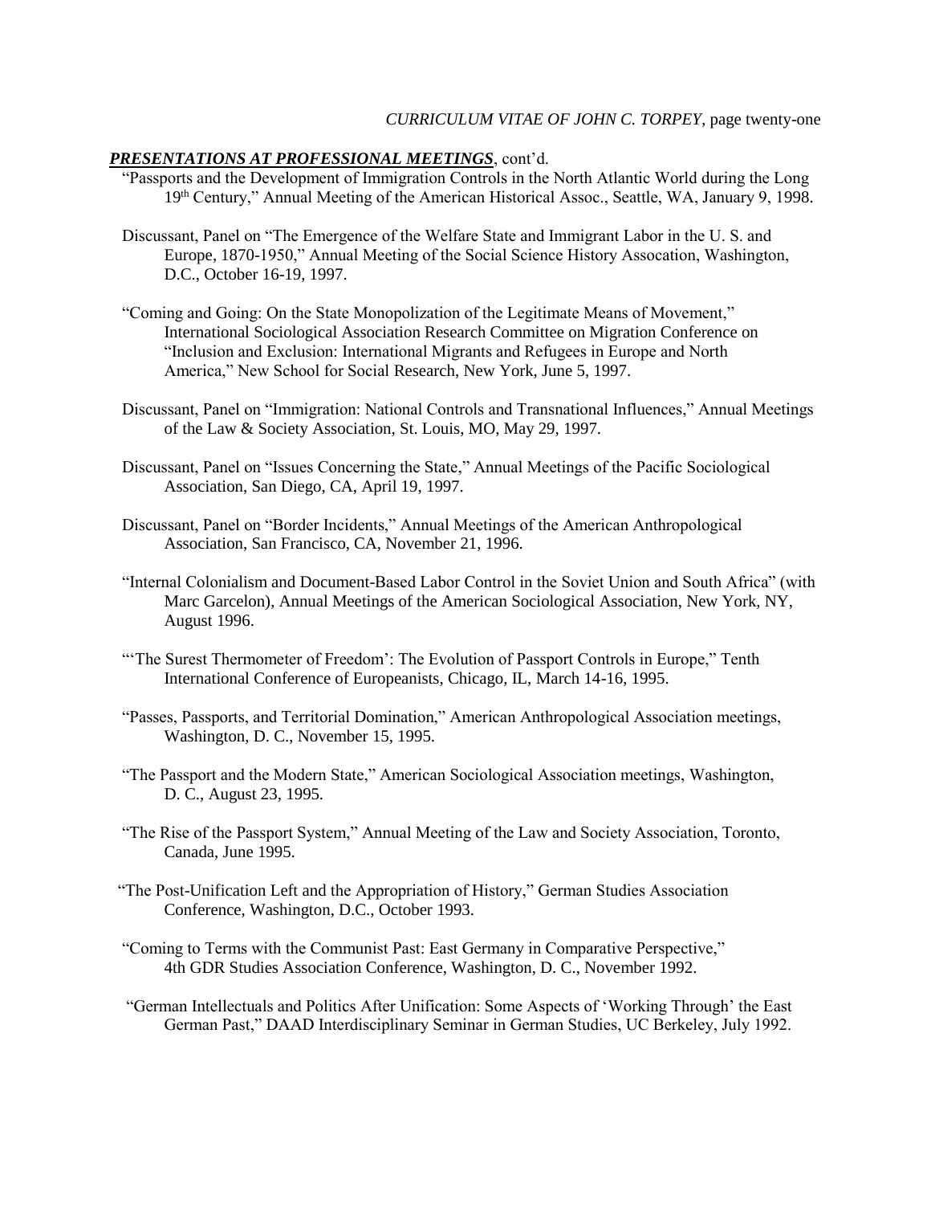***PRESENTATIONS AT PROFESSIONAL MEETINGS***, cont'd.

"Passports and the Development of Immigration Controls in the North Atlantic World during the Long 19th Century," Annual Meeting of the American Historical Assoc., Seattle, WA, January 9, 1998.

Discussant, Panel on "The Emergence of the Welfare State and Immigrant Labor in the U. S. and Europe, 1870-1950," Annual Meeting of the Social Science History Assocation, Washington, D.C., October 16-19, 1997.

"Coming and Going: On the State Monopolization of the Legitimate Means of Movement," International Sociological Association Research Committee on Migration Conference on "Inclusion and Exclusion: International Migrants and Refugees in Europe and North America," New School for Social Research, New York, June 5, 1997.

Discussant, Panel on "Immigration: National Controls and Transnational Influences," Annual Meetings of the Law & Society Association, St. Louis, MO, May 29, 1997.

Discussant, Panel on "Issues Concerning the State," Annual Meetings of the Pacific Sociological Association, San Diego, CA, April 19, 1997.

Discussant, Panel on "Border Incidents," Annual Meetings of the American Anthropological Association, San Francisco, CA, November 21, 1996.

"Internal Colonialism and Document-Based Labor Control in the Soviet Union and South Africa" (with Marc Garcelon), Annual Meetings of the American Sociological Association, New York, NY, August 1996.

"'The Surest Thermometer of Freedom': The Evolution of Passport Controls in Europe," Tenth International Conference of Europeanists, Chicago, IL, March 14-16, 1995.

"Passes, Passports, and Territorial Domination," American Anthropological Association meetings, Washington, D. C., November 15, 1995.

"The Passport and the Modern State," American Sociological Association meetings, Washington, D. C., August 23, 1995.

"The Rise of the Passport System," Annual Meeting of the Law and Society Association, Toronto, Canada, June 1995.

"The Post-Unification Left and the Appropriation of History," German Studies Association Conference, Washington, D.C., October 1993.

"Coming to Terms with the Communist Past: East Germany in Comparative Perspective," 4th GDR Studies Association Conference, Washington, D. C., November 1992.

"German Intellectuals and Politics After Unification: Some Aspects of 'Working Through' the East German Past," DAAD Interdisciplinary Seminar in German Studies, UC Berkeley, July 1992.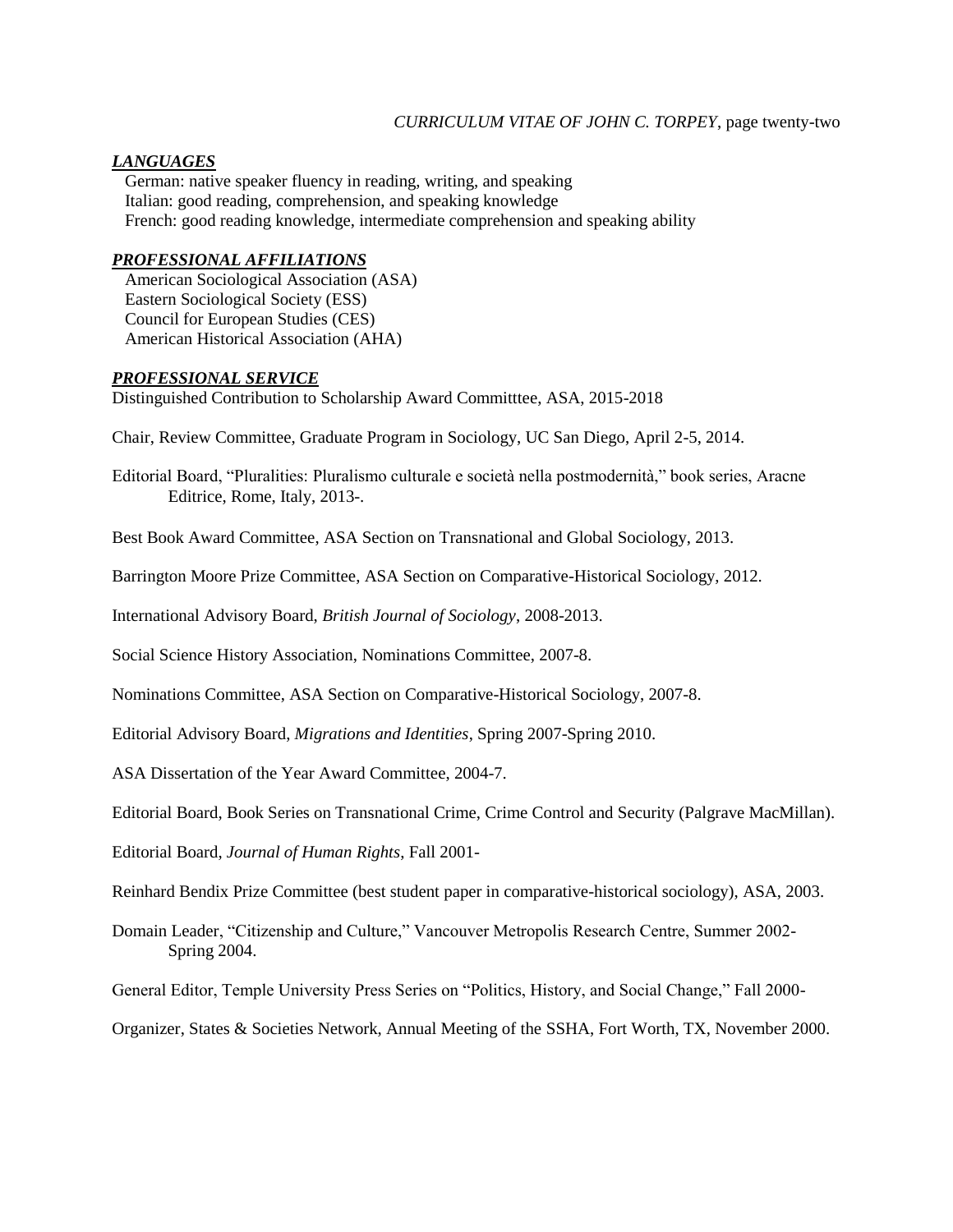### *LANGUAGES*

German: native speaker fluency in reading, writing, and speaking
Italian: good reading, comprehension, and speaking knowledge
French: good reading knowledge, intermediate comprehension and speaking ability

### *PROFESSIONAL AFFILIATIONS*

American Sociological Association (ASA)
Eastern Sociological Society (ESS)
Council for European Studies (CES)
American Historical Association (AHA)

### *PROFESSIONAL SERVICE*

Distinguished Contribution to Scholarship Award Committtee, ASA, 2015-2018

Chair, Review Committee, Graduate Program in Sociology, UC San Diego, April 2-5, 2014.

Editorial Board, "Pluralities: Pluralismo culturale e società nella postmodernità," book series, Aracne Editrice, Rome, Italy, 2013-.

Best Book Award Committee, ASA Section on Transnational and Global Sociology, 2013.

Barrington Moore Prize Committee, ASA Section on Comparative-Historical Sociology, 2012.

International Advisory Board, *British Journal of Sociology*, 2008-2013.

Social Science History Association, Nominations Committee, 2007-8.

Nominations Committee, ASA Section on Comparative-Historical Sociology, 2007-8.

Editorial Advisory Board, *Migrations and Identities*, Spring 2007-Spring 2010.

ASA Dissertation of the Year Award Committee, 2004-7.

Editorial Board, Book Series on Transnational Crime, Crime Control and Security (Palgrave MacMillan).

Editorial Board, *Journal of Human Rights*, Fall 2001-

Reinhard Bendix Prize Committee (best student paper in comparative-historical sociology), ASA, 2003.

Domain Leader, "Citizenship and Culture," Vancouver Metropolis Research Centre, Summer 2002-Spring 2004.

General Editor, Temple University Press Series on "Politics, History, and Social Change," Fall 2000-

Organizer, States & Societies Network, Annual Meeting of the SSHA, Fort Worth, TX, November 2000.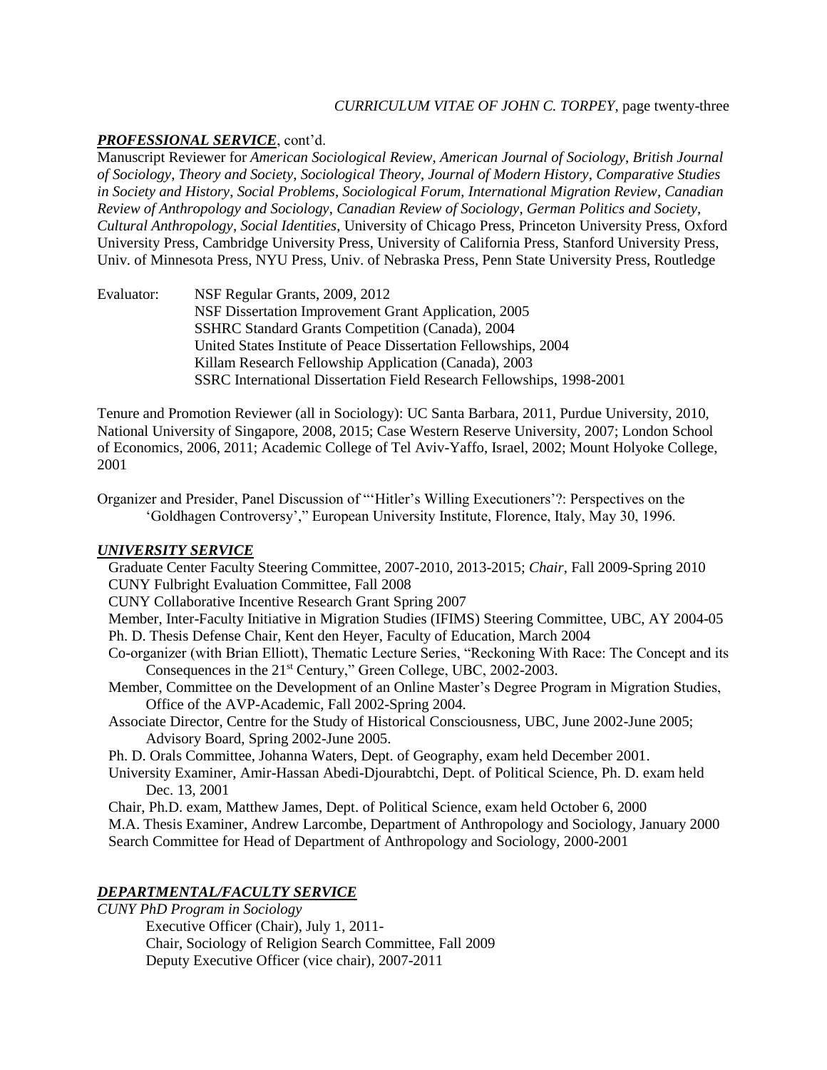***PROFESSIONAL SERVICE***, cont'd.

Manuscript Reviewer for *American Sociological Review*, *American Journal of Sociology*, *British Journal of Sociology*, *Theory and Society*, *Sociological Theory*, *Journal of Modern History*, *Comparative Studies in Society and History*, *Social Problems*, *Sociological Forum*, *International Migration Review*, *Canadian Review of Anthropology and Sociology*, *Canadian Review of Sociology*, *German Politics and Society*, *Cultural Anthropology*, *Social Identities*, University of Chicago Press, Princeton University Press, Oxford University Press, Cambridge University Press, University of California Press, Stanford University Press, Univ. of Minnesota Press, NYU Press, Univ. of Nebraska Press, Penn State University Press, Routledge

Evaluator:
- NSF Regular Grants, 2009, 2012
- NSF Dissertation Improvement Grant Application, 2005
- SSHRC Standard Grants Competition (Canada), 2004
- United States Institute of Peace Dissertation Fellowships, 2004
- Killam Research Fellowship Application (Canada), 2003
- SSRC International Dissertation Field Research Fellowships, 1998-2001

Tenure and Promotion Reviewer (all in Sociology): UC Santa Barbara, 2011, Purdue University, 2010, National University of Singapore, 2008, 2015; Case Western Reserve University, 2007; London School of Economics, 2006, 2011; Academic College of Tel Aviv-Yaffo, Israel, 2002; Mount Holyoke College, 2001

Organizer and Presider, Panel Discussion of "'Hitler's Willing Executioners'?: Perspectives on the 'Goldhagen Controversy'," European University Institute, Florence, Italy, May 30, 1996.

***UNIVERSITY SERVICE***

Graduate Center Faculty Steering Committee, 2007-2010, 2013-2015; *Chair*, Fall 2009-Spring 2010

CUNY Fulbright Evaluation Committee, Fall 2008

CUNY Collaborative Incentive Research Grant Spring 2007

Member, Inter-Faculty Initiative in Migration Studies (IFIMS) Steering Committee, UBC, AY 2004-05

Ph. D. Thesis Defense Chair, Kent den Heyer, Faculty of Education, March 2004

Co-organizer (with Brian Elliott), Thematic Lecture Series, "Reckoning With Race: The Concept and its Consequences in the 21st Century," Green College, UBC, 2002-2003.

Member, Committee on the Development of an Online Master's Degree Program in Migration Studies, Office of the AVP-Academic, Fall 2002-Spring 2004.

Associate Director, Centre for the Study of Historical Consciousness, UBC, June 2002-June 2005; Advisory Board, Spring 2002-June 2005.

Ph. D. Orals Committee, Johanna Waters, Dept. of Geography, exam held December 2001.

University Examiner, Amir-Hassan Abedi-Djourabtchi, Dept. of Political Science, Ph. D. exam held Dec. 13, 2001

Chair, Ph.D. exam, Matthew James, Dept. of Political Science, exam held October 6, 2000

M.A. Thesis Examiner, Andrew Larcombe, Department of Anthropology and Sociology, January 2000

Search Committee for Head of Department of Anthropology and Sociology, 2000-2001

***DEPARTMENTAL/FACULTY SERVICE***

*CUNY PhD Program in Sociology*

- Executive Officer (Chair), July 1, 2011-
- Chair, Sociology of Religion Search Committee, Fall 2009
- Deputy Executive Officer (vice chair), 2007-2011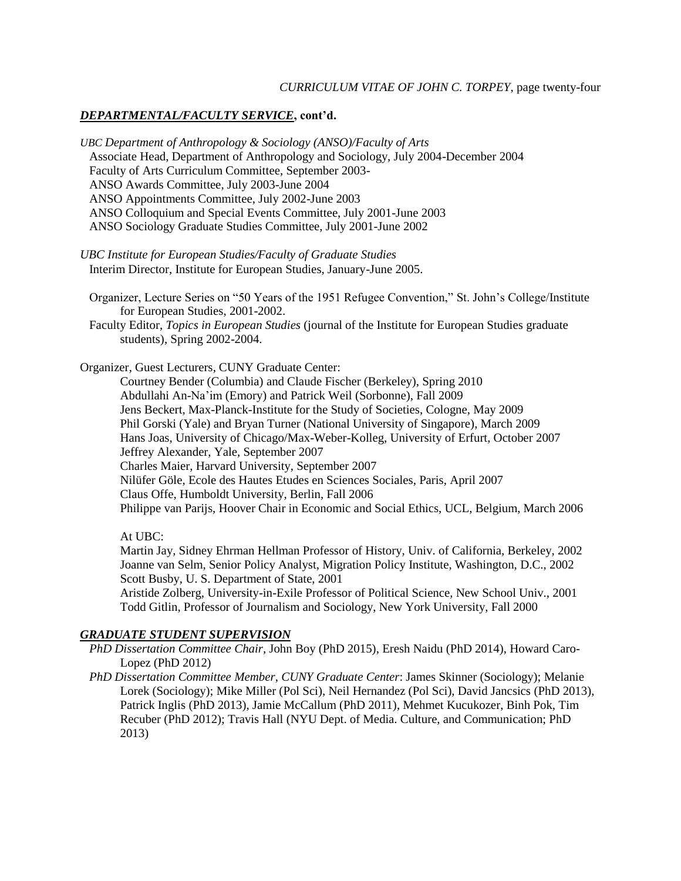## ***DEPARTMENTAL/FACULTY SERVICE*, cont'd.**

*UBC Department of Anthropology & Sociology (ANSO)/Faculty of Arts*

Associate Head, Department of Anthropology and Sociology, July 2004-December 2004
Faculty of Arts Curriculum Committee, September 2003-
ANSO Awards Committee, July 2003-June 2004
ANSO Appointments Committee, July 2002-June 2003
ANSO Colloquium and Special Events Committee, July 2001-June 2003
ANSO Sociology Graduate Studies Committee, July 2001-June 2002

*UBC Institute for European Studies/Faculty of Graduate Studies*

Interim Director, Institute for European Studies, January-June 2005.

Organizer, Lecture Series on "50 Years of the 1951 Refugee Convention," St. John's College/Institute for European Studies, 2001-2002.

Faculty Editor, *Topics in European Studies* (journal of the Institute for European Studies graduate students), Spring 2002-2004.

Organizer, Guest Lecturers, CUNY Graduate Center:

Courtney Bender (Columbia) and Claude Fischer (Berkeley), Spring 2010
Abdullahi An-Na'im (Emory) and Patrick Weil (Sorbonne), Fall 2009
Jens Beckert, Max-Planck-Institute for the Study of Societies, Cologne, May 2009
Phil Gorski (Yale) and Bryan Turner (National University of Singapore), March 2009
Hans Joas, University of Chicago/Max-Weber-Kolleg, University of Erfurt, October 2007
Jeffrey Alexander, Yale, September 2007
Charles Maier, Harvard University, September 2007
Nilüfer Göle, Ecole des Hautes Etudes en Sciences Sociales, Paris, April 2007
Claus Offe, Humboldt University, Berlin, Fall 2006
Philippe van Parijs, Hoover Chair in Economic and Social Ethics, UCL, Belgium, March 2006

At UBC:

Martin Jay, Sidney Ehrman Hellman Professor of History, Univ. of California, Berkeley, 2002
Joanne van Selm, Senior Policy Analyst, Migration Policy Institute, Washington, D.C., 2002
Scott Busby, U. S. Department of State, 2001
Aristide Zolberg, University-in-Exile Professor of Political Science, New School Univ., 2001
Todd Gitlin, Professor of Journalism and Sociology, New York University, Fall 2000

## ***GRADUATE STUDENT SUPERVISION***

*PhD Dissertation Committee Chair*, John Boy (PhD 2015), Eresh Naidu (PhD 2014), Howard Caro-Lopez (PhD 2012)

*PhD Dissertation Committee Member, CUNY Graduate Center*: James Skinner (Sociology); Melanie Lorek (Sociology); Mike Miller (Pol Sci), Neil Hernandez (Pol Sci), David Jancsics (PhD 2013), Patrick Inglis (PhD 2013), Jamie McCallum (PhD 2011), Mehmet Kucukozer, Binh Pok, Tim Recuber (PhD 2012); Travis Hall (NYU Dept. of Media. Culture, and Communication; PhD 2013)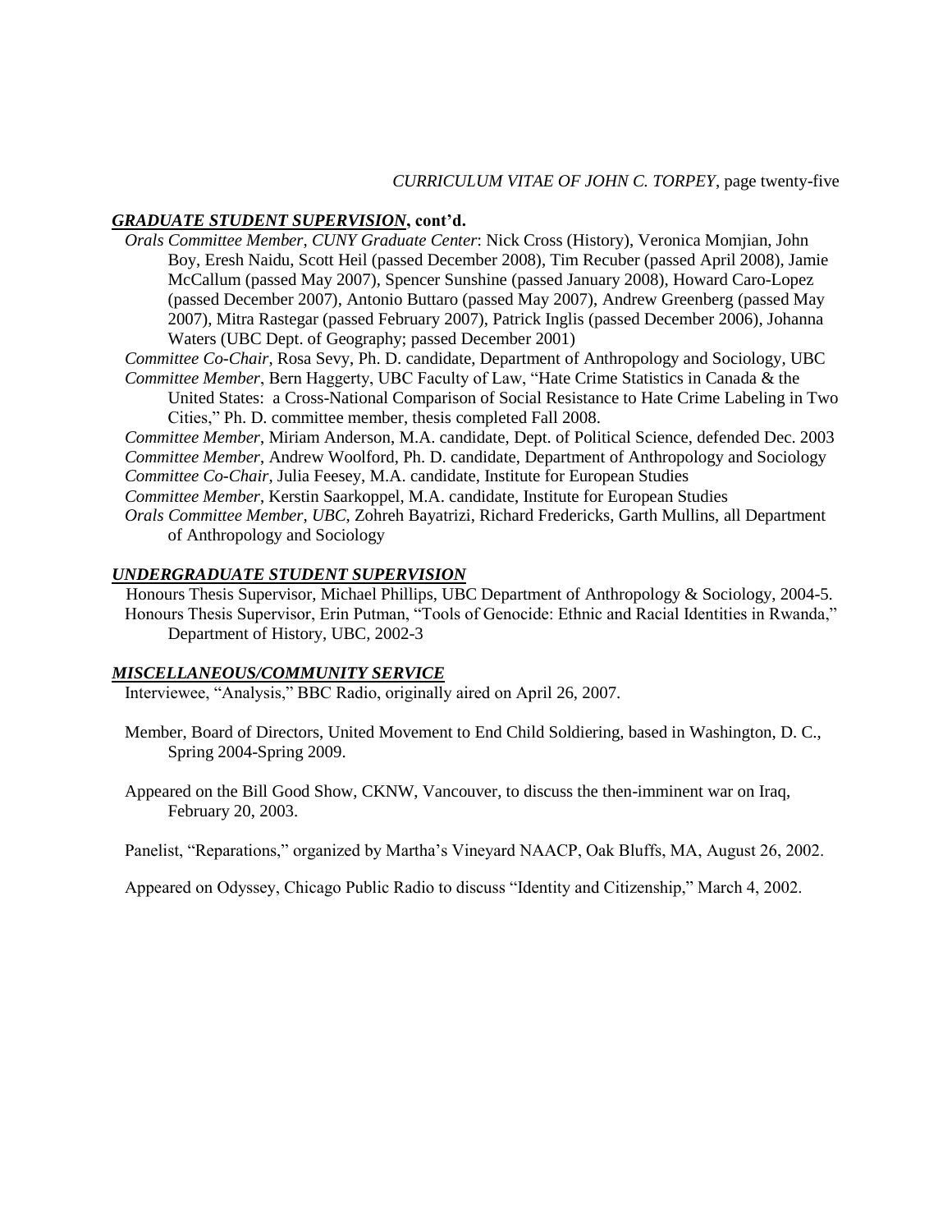## ***GRADUATE STUDENT SUPERVISION*, cont'd.**

*Orals Committee Member, CUNY Graduate Center*: Nick Cross (History), Veronica Momjian, John Boy, Eresh Naidu, Scott Heil (passed December 2008), Tim Recuber (passed April 2008), Jamie McCallum (passed May 2007), Spencer Sunshine (passed January 2008), Howard Caro-Lopez (passed December 2007), Antonio Buttaro (passed May 2007), Andrew Greenberg (passed May 2007), Mitra Rastegar (passed February 2007), Patrick Inglis (passed December 2006), Johanna Waters (UBC Dept. of Geography; passed December 2001)

*Committee Co-Chair*, Rosa Sevy, Ph. D. candidate, Department of Anthropology and Sociology, UBC

*Committee Member*, Bern Haggerty, UBC Faculty of Law, "Hate Crime Statistics in Canada & the United States: a Cross-National Comparison of Social Resistance to Hate Crime Labeling in Two Cities," Ph. D. committee member, thesis completed Fall 2008.

*Committee Member*, Miriam Anderson, M.A. candidate, Dept. of Political Science, defended Dec. 2003

*Committee Member*, Andrew Woolford, Ph. D. candidate, Department of Anthropology and Sociology

*Committee Co-Chair*, Julia Feesey, M.A. candidate, Institute for European Studies

*Committee Member*, Kerstin Saarkoppel, M.A. candidate, Institute for European Studies

*Orals Committee Member, UBC*, Zohreh Bayatrizi, Richard Fredericks, Garth Mullins, all Department of Anthropology and Sociology

## ***UNDERGRADUATE STUDENT SUPERVISION***

Honours Thesis Supervisor, Michael Phillips, UBC Department of Anthropology & Sociology, 2004-5.

Honours Thesis Supervisor, Erin Putman, "Tools of Genocide: Ethnic and Racial Identities in Rwanda," Department of History, UBC, 2002-3

## ***MISCELLANEOUS/COMMUNITY SERVICE***

Interviewee, "Analysis," BBC Radio, originally aired on April 26, 2007.

Member, Board of Directors, United Movement to End Child Soldiering, based in Washington, D. C., Spring 2004-Spring 2009.

Appeared on the Bill Good Show, CKNW, Vancouver, to discuss the then-imminent war on Iraq, February 20, 2003.

Panelist, "Reparations," organized by Martha's Vineyard NAACP, Oak Bluffs, MA, August 26, 2002.

Appeared on Odyssey, Chicago Public Radio to discuss "Identity and Citizenship," March 4, 2002.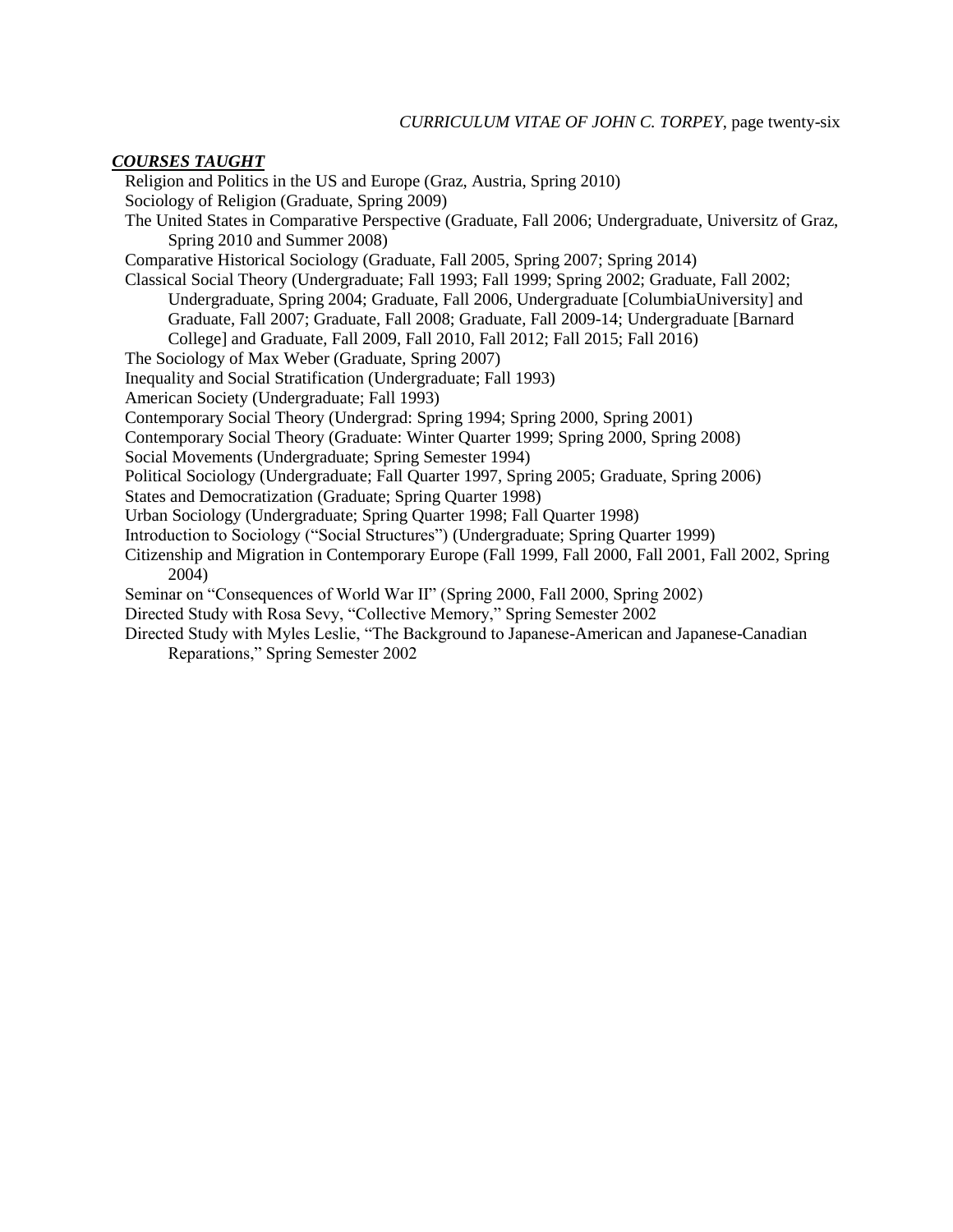***COURSES TAUGHT***

Religion and Politics in the US and Europe (Graz, Austria, Spring 2010)

Sociology of Religion (Graduate, Spring 2009)

The United States in Comparative Perspective (Graduate, Fall 2006; Undergraduate, Universitz of Graz, Spring 2010 and Summer 2008)

Comparative Historical Sociology (Graduate, Fall 2005, Spring 2007; Spring 2014)

Classical Social Theory (Undergraduate; Fall 1993; Fall 1999; Spring 2002; Graduate, Fall 2002; Undergraduate, Spring 2004; Graduate, Fall 2006, Undergraduate [ColumbiaUniversity] and Graduate, Fall 2007; Graduate, Fall 2008; Graduate, Fall 2009-14; Undergraduate [Barnard College] and Graduate, Fall 2009, Fall 2010, Fall 2012; Fall 2015; Fall 2016)

The Sociology of Max Weber (Graduate, Spring 2007)

Inequality and Social Stratification (Undergraduate; Fall 1993)

American Society (Undergraduate; Fall 1993)

Contemporary Social Theory (Undergrad: Spring 1994; Spring 2000, Spring 2001)

Contemporary Social Theory (Graduate: Winter Quarter 1999; Spring 2000, Spring 2008)

Social Movements (Undergraduate; Spring Semester 1994)

Political Sociology (Undergraduate; Fall Quarter 1997, Spring 2005; Graduate, Spring 2006)

States and Democratization (Graduate; Spring Quarter 1998)

Urban Sociology (Undergraduate; Spring Quarter 1998; Fall Quarter 1998)

Introduction to Sociology ("Social Structures") (Undergraduate; Spring Quarter 1999)

Citizenship and Migration in Contemporary Europe (Fall 1999, Fall 2000, Fall 2001, Fall 2002, Spring 2004)

Seminar on "Consequences of World War II" (Spring 2000, Fall 2000, Spring 2002)

Directed Study with Rosa Sevy, "Collective Memory," Spring Semester 2002

Directed Study with Myles Leslie, "The Background to Japanese-American and Japanese-Canadian Reparations," Spring Semester 2002